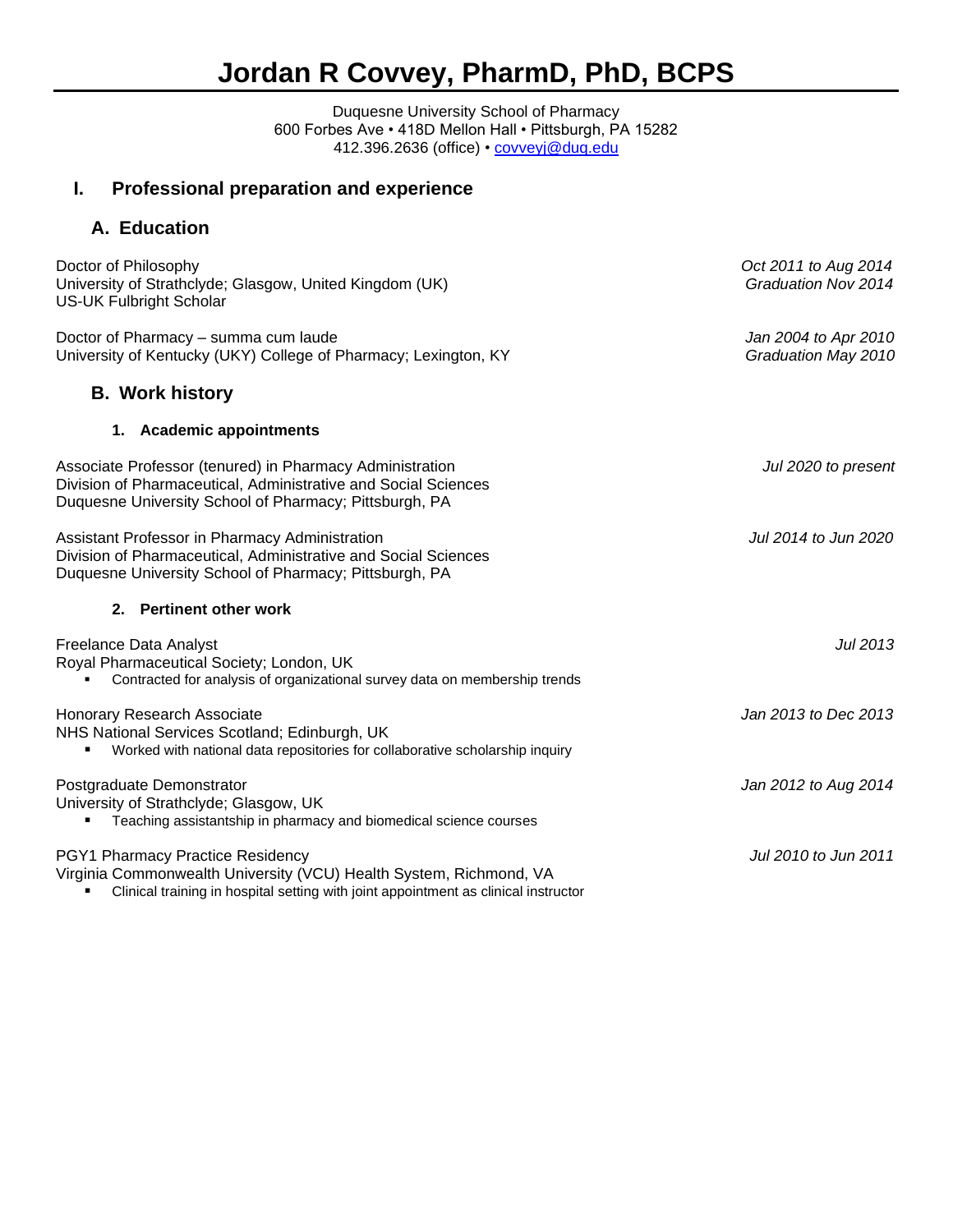# Jordan R Covvey, PharmD, PhD, BCPS

Duquesne University School of Pharmacy
600 Forbes Ave • 418D Mellon Hall • Pittsburgh, PA 15282
412.396.2636 (office) • covveyj@duq.edu

## I. Professional preparation and experience

### A. Education

Doctor of Philosophy — *Oct 2011 to Aug 2014*
University of Strathclyde; Glasgow, United Kingdom (UK) — *Graduation Nov 2014*
US-UK Fulbright Scholar

Doctor of Pharmacy – summa cum laude — *Jan 2004 to Apr 2010*
University of Kentucky (UKY) College of Pharmacy; Lexington, KY — *Graduation May 2010*

### B. Work history

#### 1. Academic appointments

Associate Professor (tenured) in Pharmacy Administration — *Jul 2020 to present*
Division of Pharmaceutical, Administrative and Social Sciences
Duquesne University School of Pharmacy; Pittsburgh, PA

Assistant Professor in Pharmacy Administration — *Jul 2014 to Jun 2020*
Division of Pharmaceutical, Administrative and Social Sciences
Duquesne University School of Pharmacy; Pittsburgh, PA

#### 2. Pertinent other work

Freelance Data Analyst — *Jul 2013*
Royal Pharmaceutical Society; London, UK

- Contracted for analysis of organizational survey data on membership trends

Honorary Research Associate — *Jan 2013 to Dec 2013*
NHS National Services Scotland; Edinburgh, UK

- Worked with national data repositories for collaborative scholarship inquiry

Postgraduate Demonstrator — *Jan 2012 to Aug 2014*
University of Strathclyde; Glasgow, UK

- Teaching assistantship in pharmacy and biomedical science courses

PGY1 Pharmacy Practice Residency — *Jul 2010 to Jun 2011*
Virginia Commonwealth University (VCU) Health System, Richmond, VA

- Clinical training in hospital setting with joint appointment as clinical instructor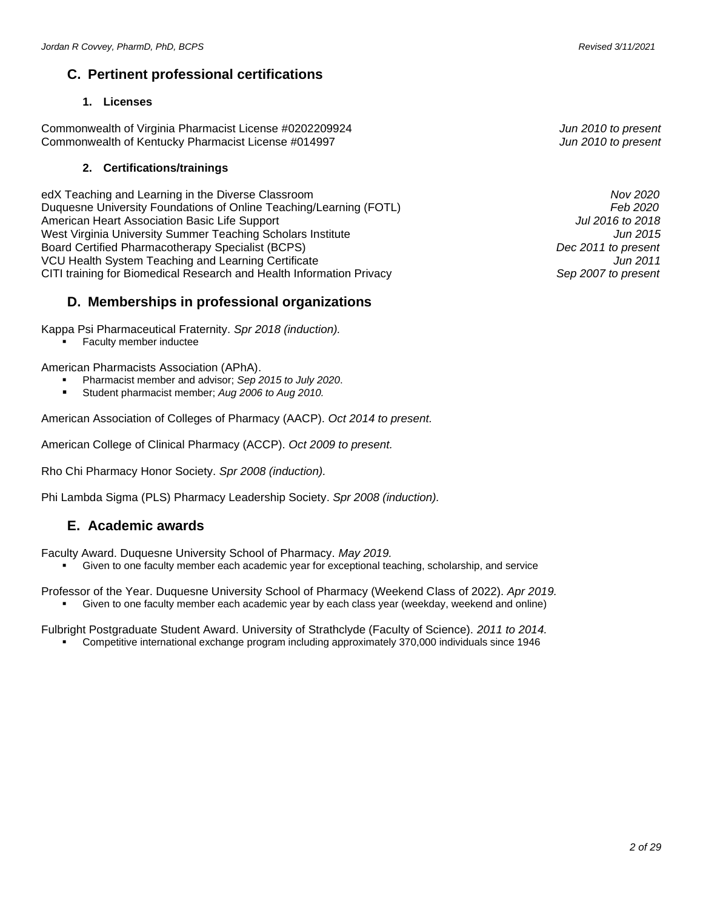## C. Pertinent professional certifications

### 1. Licenses

Commonwealth of Virginia Pharmacist License #0202209924 — *Jun 2010 to present*
Commonwealth of Kentucky Pharmacist License #014997 — *Jun 2010 to present*

### 2. Certifications/trainings

edX Teaching and Learning in the Diverse Classroom — *Nov 2020*
Duquesne University Foundations of Online Teaching/Learning (FOTL) — *Feb 2020*
American Heart Association Basic Life Support — *Jul 2016 to 2018*
West Virginia University Summer Teaching Scholars Institute — *Jun 2015*
Board Certified Pharmacotherapy Specialist (BCPS) — *Dec 2011 to present*
VCU Health System Teaching and Learning Certificate — *Jun 2011*
CITI training for Biomedical Research and Health Information Privacy — *Sep 2007 to present*

## D. Memberships in professional organizations

Kappa Psi Pharmaceutical Fraternity. *Spr 2018 (induction).*

- Faculty member inductee

American Pharmacists Association (APhA).

- Pharmacist member and advisor; *Sep 2015 to July 2020*.
- Student pharmacist member; *Aug 2006 to Aug 2010.*

American Association of Colleges of Pharmacy (AACP). *Oct 2014 to present.*

American College of Clinical Pharmacy (ACCP). *Oct 2009 to present.*

Rho Chi Pharmacy Honor Society. *Spr 2008 (induction).*

Phi Lambda Sigma (PLS) Pharmacy Leadership Society. *Spr 2008 (induction).*

## E. Academic awards

Faculty Award. Duquesne University School of Pharmacy. *May 2019.*

- Given to one faculty member each academic year for exceptional teaching, scholarship, and service

Professor of the Year. Duquesne University School of Pharmacy (Weekend Class of 2022). *Apr 2019.*

- Given to one faculty member each academic year by each class year (weekday, weekend and online)

Fulbright Postgraduate Student Award. University of Strathclyde (Faculty of Science). *2011 to 2014.*

- Competitive international exchange program including approximately 370,000 individuals since 1946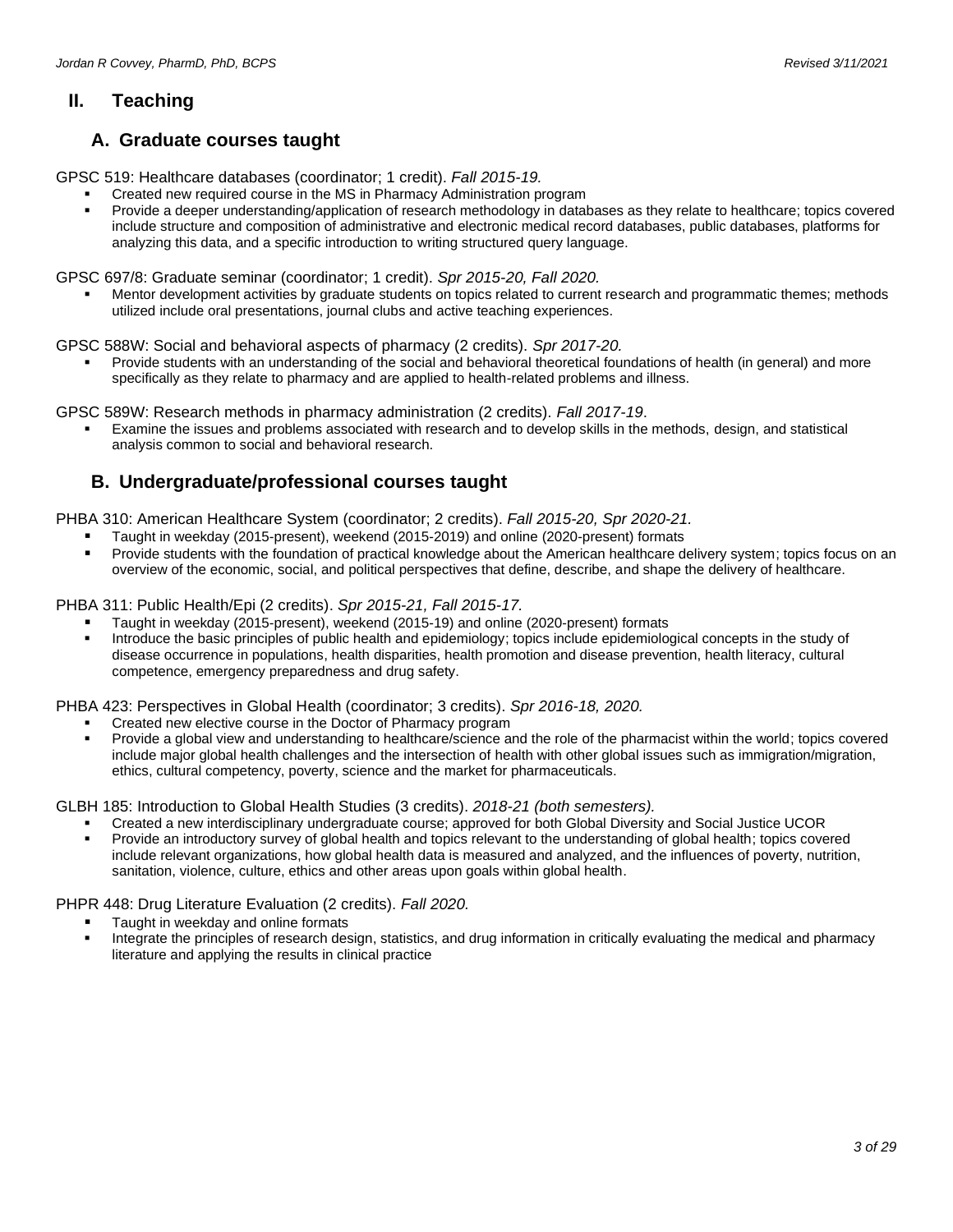## II. Teaching

### A. Graduate courses taught

GPSC 519: Healthcare databases (coordinator; 1 credit). *Fall 2015-19.*

- Created new required course in the MS in Pharmacy Administration program
- Provide a deeper understanding/application of research methodology in databases as they relate to healthcare; topics covered include structure and composition of administrative and electronic medical record databases, public databases, platforms for analyzing this data, and a specific introduction to writing structured query language.

GPSC 697/8: Graduate seminar (coordinator; 1 credit). *Spr 2015-20, Fall 2020.*

- Mentor development activities by graduate students on topics related to current research and programmatic themes; methods utilized include oral presentations, journal clubs and active teaching experiences.

GPSC 588W: Social and behavioral aspects of pharmacy (2 credits). *Spr 2017-20.*

- Provide students with an understanding of the social and behavioral theoretical foundations of health (in general) and more specifically as they relate to pharmacy and are applied to health-related problems and illness.

GPSC 589W: Research methods in pharmacy administration (2 credits). *Fall 2017-19*.

- Examine the issues and problems associated with research and to develop skills in the methods, design, and statistical analysis common to social and behavioral research.

### B. Undergraduate/professional courses taught

PHBA 310: American Healthcare System (coordinator; 2 credits). *Fall 2015-20, Spr 2020-21.*

- Taught in weekday (2015-present), weekend (2015-2019) and online (2020-present) formats
- Provide students with the foundation of practical knowledge about the American healthcare delivery system; topics focus on an overview of the economic, social, and political perspectives that define, describe, and shape the delivery of healthcare.

PHBA 311: Public Health/Epi (2 credits). *Spr 2015-21, Fall 2015-17.*

- Taught in weekday (2015-present), weekend (2015-19) and online (2020-present) formats
- Introduce the basic principles of public health and epidemiology; topics include epidemiological concepts in the study of disease occurrence in populations, health disparities, health promotion and disease prevention, health literacy, cultural competence, emergency preparedness and drug safety.

PHBA 423: Perspectives in Global Health (coordinator; 3 credits). *Spr 2016-18, 2020.*

- Created new elective course in the Doctor of Pharmacy program
- Provide a global view and understanding to healthcare/science and the role of the pharmacist within the world; topics covered include major global health challenges and the intersection of health with other global issues such as immigration/migration, ethics, cultural competency, poverty, science and the market for pharmaceuticals.

GLBH 185: Introduction to Global Health Studies (3 credits). *2018-21 (both semesters).*

- Created a new interdisciplinary undergraduate course; approved for both Global Diversity and Social Justice UCOR
- Provide an introductory survey of global health and topics relevant to the understanding of global health; topics covered include relevant organizations, how global health data is measured and analyzed, and the influences of poverty, nutrition, sanitation, violence, culture, ethics and other areas upon goals within global health.

PHPR 448: Drug Literature Evaluation (2 credits). *Fall 2020.*

- Taught in weekday and online formats
- Integrate the principles of research design, statistics, and drug information in critically evaluating the medical and pharmacy literature and applying the results in clinical practice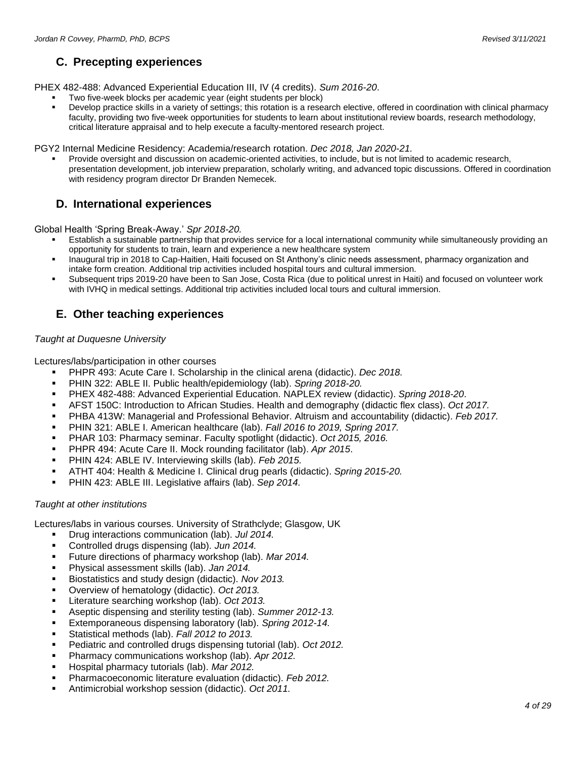## C. Precepting experiences

PHEX 482-488: Advanced Experiential Education III, IV (4 credits). *Sum 2016-20*.

- Two five-week blocks per academic year (eight students per block)
- Develop practice skills in a variety of settings; this rotation is a research elective, offered in coordination with clinical pharmacy faculty, providing two five-week opportunities for students to learn about institutional review boards, research methodology, critical literature appraisal and to help execute a faculty-mentored research project.

PGY2 Internal Medicine Residency: Academia/research rotation. *Dec 2018, Jan 2020-21.*

- Provide oversight and discussion on academic-oriented activities, to include, but is not limited to academic research, presentation development, job interview preparation, scholarly writing, and advanced topic discussions. Offered in coordination with residency program director Dr Branden Nemecek.

## D. International experiences

Global Health 'Spring Break-Away.' *Spr 2018-20.*

- Establish a sustainable partnership that provides service for a local international community while simultaneously providing an opportunity for students to train, learn and experience a new healthcare system
- Inaugural trip in 2018 to Cap-Haitien, Haiti focused on St Anthony's clinic needs assessment, pharmacy organization and intake form creation. Additional trip activities included hospital tours and cultural immersion.
- Subsequent trips 2019-20 have been to San Jose, Costa Rica (due to political unrest in Haiti) and focused on volunteer work with IVHQ in medical settings. Additional trip activities included local tours and cultural immersion.

## E. Other teaching experiences

*Taught at Duquesne University*

Lectures/labs/participation in other courses

- PHPR 493: Acute Care I. Scholarship in the clinical arena (didactic). *Dec 2018.*
- PHIN 322: ABLE II. Public health/epidemiology (lab). *Spring 2018-20.*
- PHEX 482-488: Advanced Experiential Education. NAPLEX review (didactic). *Spring 2018-20*.
- AFST 150C: Introduction to African Studies. Health and demography (didactic flex class). *Oct 2017.*
- PHBA 413W: Managerial and Professional Behavior. Altruism and accountability (didactic). *Feb 2017.*
- PHIN 321: ABLE I. American healthcare (lab). *Fall 2016 to 2019, Spring 2017.*
- PHAR 103: Pharmacy seminar. Faculty spotlight (didactic). *Oct 2015, 2016.*
- PHPR 494: Acute Care II. Mock rounding facilitator (lab). *Apr 2015*.
- PHIN 424: ABLE IV. Interviewing skills (lab). *Feb 2015.*
- ATHT 404: Health & Medicine I. Clinical drug pearls (didactic). *Spring 2015-20.*
- PHIN 423: ABLE III. Legislative affairs (lab). *Sep 2014.*

*Taught at other institutions*

Lectures/labs in various courses. University of Strathclyde; Glasgow, UK

- Drug interactions communication (lab). *Jul 2014.*
- Controlled drugs dispensing (lab). *Jun 2014.*
- Future directions of pharmacy workshop (lab). *Mar 2014.*
- Physical assessment skills (lab). *Jan 2014.*
- Biostatistics and study design (didactic). *Nov 2013.*
- Overview of hematology (didactic). *Oct 2013.*
- Literature searching workshop (lab). *Oct 2013.*
- Aseptic dispensing and sterility testing (lab). *Summer 2012-13.*
- Extemporaneous dispensing laboratory (lab). *Spring 2012-14.*
- Statistical methods (lab). *Fall 2012 to 2013.*
- Pediatric and controlled drugs dispensing tutorial (lab). *Oct 2012.*
- Pharmacy communications workshop (lab). *Apr 2012.*
- Hospital pharmacy tutorials (lab). *Mar 2012.*
- Pharmacoeconomic literature evaluation (didactic). *Feb 2012.*
- Antimicrobial workshop session (didactic). *Oct 2011.*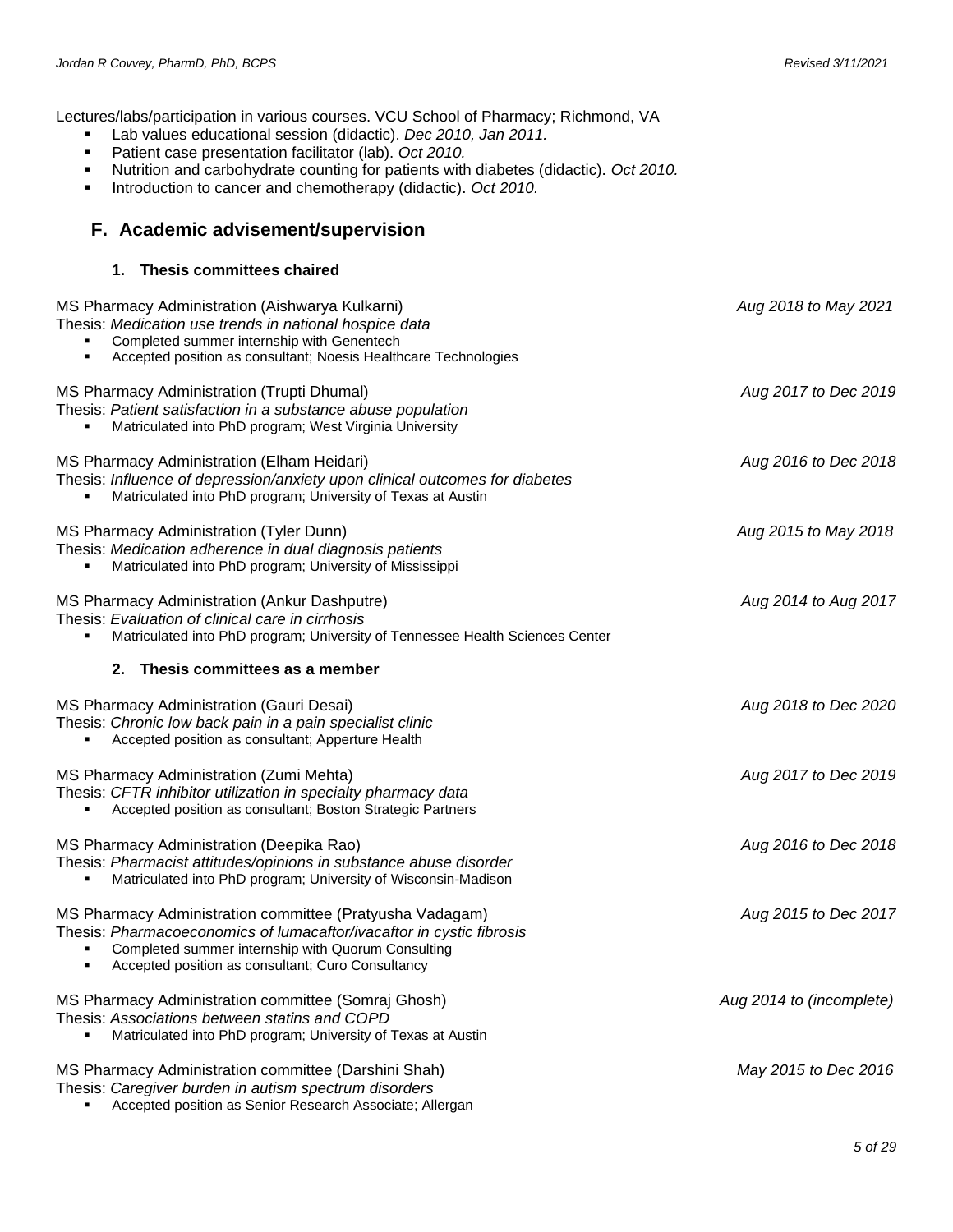Lectures/labs/participation in various courses. VCU School of Pharmacy; Richmond, VA

- Lab values educational session (didactic). *Dec 2010, Jan 2011.*
- Patient case presentation facilitator (lab). *Oct 2010.*
- Nutrition and carbohydrate counting for patients with diabetes (didactic). *Oct 2010.*
- Introduction to cancer and chemotherapy (didactic). *Oct 2010.*

## F. Academic advisement/supervision

### 1. Thesis committees chaired

MS Pharmacy Administration (Aishwarya Kulkarni) *Aug 2018 to May 2021*
Thesis: *Medication use trends in national hospice data*

- Completed summer internship with Genentech
- Accepted position as consultant; Noesis Healthcare Technologies

MS Pharmacy Administration (Trupti Dhumal) *Aug 2017 to Dec 2019*
Thesis: *Patient satisfaction in a substance abuse population*

- Matriculated into PhD program; West Virginia University

MS Pharmacy Administration (Elham Heidari) *Aug 2016 to Dec 2018*
Thesis: *Influence of depression/anxiety upon clinical outcomes for diabetes*

- Matriculated into PhD program; University of Texas at Austin

MS Pharmacy Administration (Tyler Dunn) *Aug 2015 to May 2018*
Thesis: *Medication adherence in dual diagnosis patients*

- Matriculated into PhD program; University of Mississippi

MS Pharmacy Administration (Ankur Dashputre) *Aug 2014 to Aug 2017*
Thesis: *Evaluation of clinical care in cirrhosis*

- Matriculated into PhD program; University of Tennessee Health Sciences Center

### 2. Thesis committees as a member

MS Pharmacy Administration (Gauri Desai) *Aug 2018 to Dec 2020*
Thesis: *Chronic low back pain in a pain specialist clinic*

- Accepted position as consultant; Apperture Health

MS Pharmacy Administration (Zumi Mehta) *Aug 2017 to Dec 2019*
Thesis: *CFTR inhibitor utilization in specialty pharmacy data*

- Accepted position as consultant; Boston Strategic Partners

MS Pharmacy Administration (Deepika Rao) *Aug 2016 to Dec 2018*
Thesis: *Pharmacist attitudes/opinions in substance abuse disorder*

- Matriculated into PhD program; University of Wisconsin-Madison

MS Pharmacy Administration committee (Pratyusha Vadagam) *Aug 2015 to Dec 2017*
Thesis: *Pharmacoeconomics of lumacaftor/ivacaftor in cystic fibrosis*

- Completed summer internship with Quorum Consulting
- Accepted position as consultant; Curo Consultancy

MS Pharmacy Administration committee (Somraj Ghosh) *Aug 2014 to (incomplete)*
Thesis: *Associations between statins and COPD*

- Matriculated into PhD program; University of Texas at Austin

MS Pharmacy Administration committee (Darshini Shah) *May 2015 to Dec 2016*
Thesis: *Caregiver burden in autism spectrum disorders*

- Accepted position as Senior Research Associate; Allergan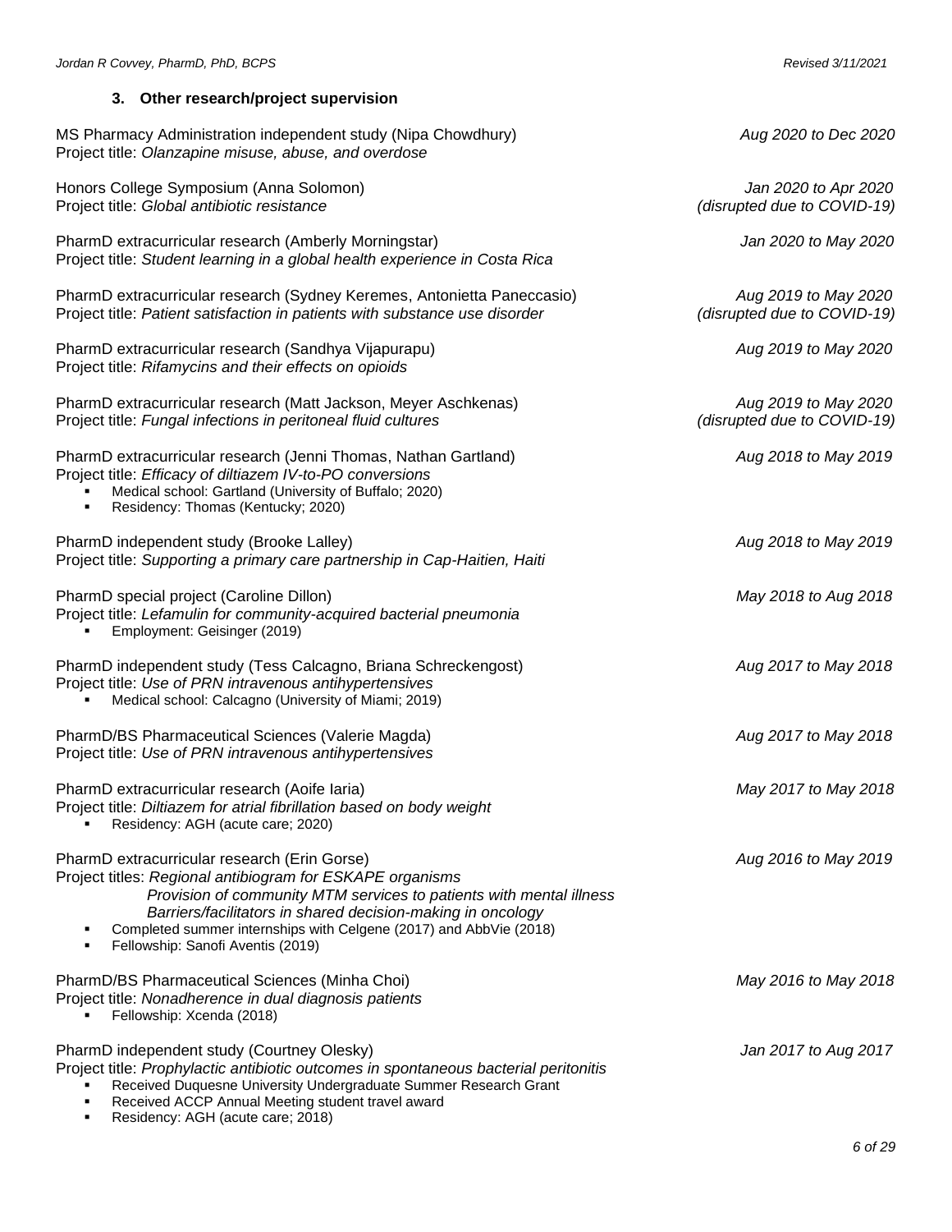### 3. Other research/project supervision

MS Pharmacy Administration independent study (Nipa Chowdhury) *Aug 2020 to Dec 2020*
Project title: *Olanzapine misuse, abuse, and overdose*

Honors College Symposium (Anna Solomon) *Jan 2020 to Apr 2020 (disrupted due to COVID-19)*
Project title: *Global antibiotic resistance*

PharmD extracurricular research (Amberly Morningstar) *Jan 2020 to May 2020*
Project title: *Student learning in a global health experience in Costa Rica*

PharmD extracurricular research (Sydney Keremes, Antonietta Paneccasio) *Aug 2019 to May 2020 (disrupted due to COVID-19)*
Project title: *Patient satisfaction in patients with substance use disorder*

PharmD extracurricular research (Sandhya Vijapurapu) *Aug 2019 to May 2020*
Project title: *Rifamycins and their effects on opioids*

PharmD extracurricular research (Matt Jackson, Meyer Aschkenas) *Aug 2019 to May 2020 (disrupted due to COVID-19)*
Project title: *Fungal infections in peritoneal fluid cultures*

PharmD extracurricular research (Jenni Thomas, Nathan Gartland) *Aug 2018 to May 2019*
Project title: *Efficacy of diltiazem IV-to-PO conversions*
- Medical school: Gartland (University of Buffalo; 2020)
- Residency: Thomas (Kentucky; 2020)

PharmD independent study (Brooke Lalley) *Aug 2018 to May 2019*
Project title: *Supporting a primary care partnership in Cap-Haitien, Haiti*

PharmD special project (Caroline Dillon) *May 2018 to Aug 2018*
Project title: *Lefamulin for community-acquired bacterial pneumonia*
- Employment: Geisinger (2019)

PharmD independent study (Tess Calcagno, Briana Schreckengost) *Aug 2017 to May 2018*
Project title: *Use of PRN intravenous antihypertensives*
- Medical school: Calcagno (University of Miami; 2019)

PharmD/BS Pharmaceutical Sciences (Valerie Magda) *Aug 2017 to May 2018*
Project title: *Use of PRN intravenous antihypertensives*

PharmD extracurricular research (Aoife Iaria) *May 2017 to May 2018*
Project title: *Diltiazem for atrial fibrillation based on body weight*
- Residency: AGH (acute care; 2020)

PharmD extracurricular research (Erin Gorse) *Aug 2016 to May 2019*
Project titles: *Regional antibiogram for ESKAPE organisms*
*Provision of community MTM services to patients with mental illness*
*Barriers/facilitators in shared decision-making in oncology*
- Completed summer internships with Celgene (2017) and AbbVie (2018)
- Fellowship: Sanofi Aventis (2019)

PharmD/BS Pharmaceutical Sciences (Minha Choi) *May 2016 to May 2018*
Project title: *Nonadherence in dual diagnosis patients*
- Fellowship: Xcenda (2018)

PharmD independent study (Courtney Olesky) *Jan 2017 to Aug 2017*
Project title: *Prophylactic antibiotic outcomes in spontaneous bacterial peritonitis*
- Received Duquesne University Undergraduate Summer Research Grant
- Received ACCP Annual Meeting student travel award
- Residency: AGH (acute care; 2018)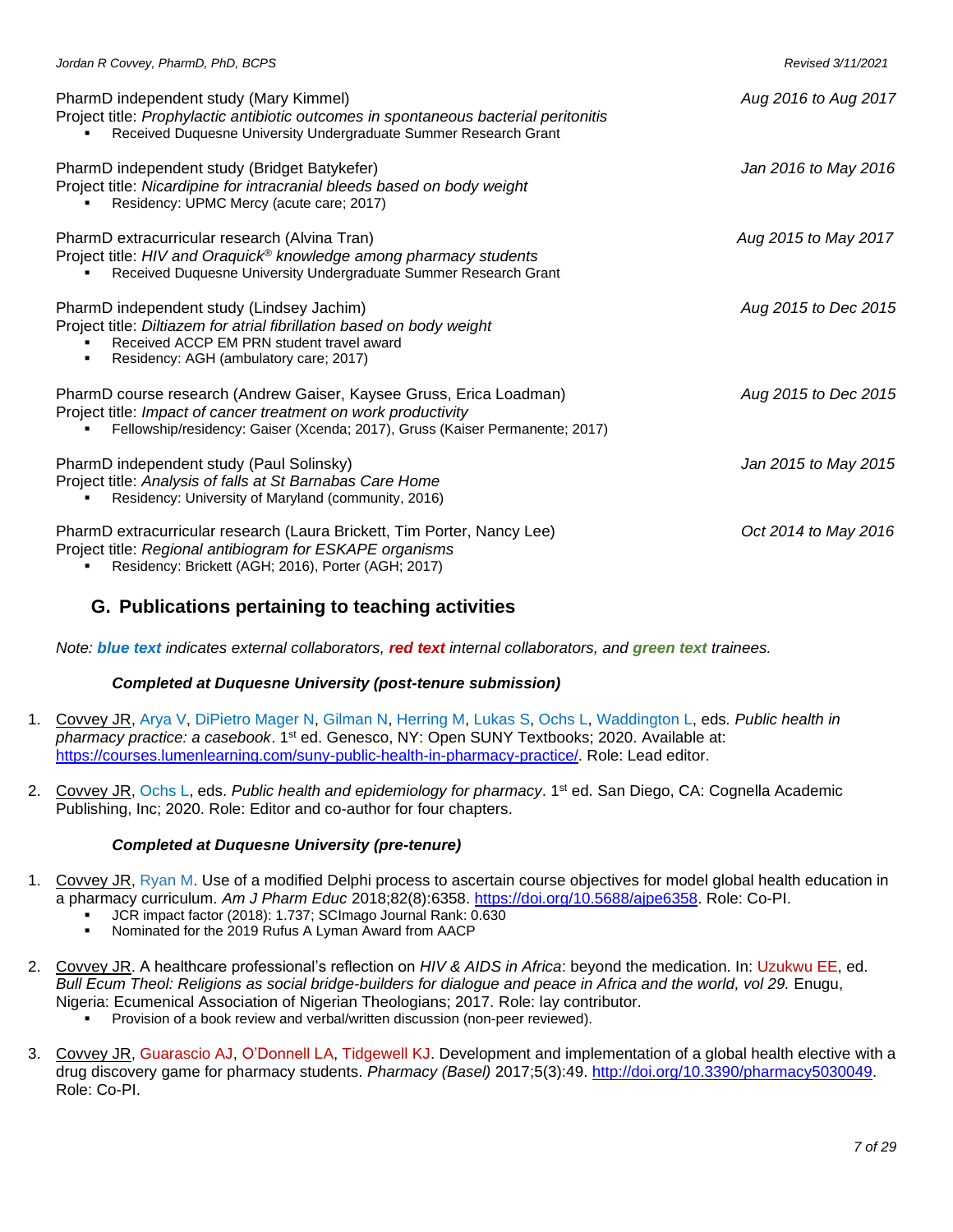PharmD independent study (Mary Kimmel) *Aug 2016 to Aug 2017*
Project title: *Prophylactic antibiotic outcomes in spontaneous bacterial peritonitis*
- Received Duquesne University Undergraduate Summer Research Grant

PharmD independent study (Bridget Batykefer) *Jan 2016 to May 2016*
Project title: *Nicardipine for intracranial bleeds based on body weight*
- Residency: UPMC Mercy (acute care; 2017)

PharmD extracurricular research (Alvina Tran) *Aug 2015 to May 2017*
Project title: *HIV and Oraquick® knowledge among pharmacy students*
- Received Duquesne University Undergraduate Summer Research Grant

PharmD independent study (Lindsey Jachim) *Aug 2015 to Dec 2015*
Project title: *Diltiazem for atrial fibrillation based on body weight*
- Received ACCP EM PRN student travel award
- Residency: AGH (ambulatory care; 2017)

PharmD course research (Andrew Gaiser, Kaysee Gruss, Erica Loadman) *Aug 2015 to Dec 2015*
Project title: *Impact of cancer treatment on work productivity*
- Fellowship/residency: Gaiser (Xcenda; 2017), Gruss (Kaiser Permanente; 2017)

PharmD independent study (Paul Solinsky) *Jan 2015 to May 2015*
Project title: *Analysis of falls at St Barnabas Care Home*
- Residency: University of Maryland (community, 2016)

PharmD extracurricular research (Laura Brickett, Tim Porter, Nancy Lee) *Oct 2014 to May 2016*
Project title: *Regional antibiogram for ESKAPE organisms*
- Residency: Brickett (AGH; 2016), Porter (AGH; 2017)

## G. Publications pertaining to teaching activities

*Note: **blue text** indicates external collaborators, **red text** internal collaborators, and **green text** trainees.*

***Completed at Duquesne University (post-tenure submission)***

1. Covvey JR, Arya V, DiPietro Mager N, Gilman N, Herring M, Lukas S, Ochs L, Waddington L, eds. *Public health in pharmacy practice: a casebook*. 1st ed. Genesco, NY: Open SUNY Textbooks; 2020. Available at: https://courses.lumenlearning.com/suny-public-health-in-pharmacy-practice/. Role: Lead editor.

2. Covvey JR, Ochs L, eds. *Public health and epidemiology for pharmacy*. 1st ed. San Diego, CA: Cognella Academic Publishing, Inc; 2020. Role: Editor and co-author for four chapters.

***Completed at Duquesne University (pre-tenure)***

1. Covvey JR, Ryan M. Use of a modified Delphi process to ascertain course objectives for model global health education in a pharmacy curriculum. *Am J Pharm Educ* 2018;82(8):6358. https://doi.org/10.5688/ajpe6358. Role: Co-PI.
   - JCR impact factor (2018): 1.737; SCImago Journal Rank: 0.630
   - Nominated for the 2019 Rufus A Lyman Award from AACP

2. Covvey JR. A healthcare professional's reflection on *HIV & AIDS in Africa*: beyond the medication. In: Uzukwu EE, ed. *Bull Ecum Theol: Religions as social bridge-builders for dialogue and peace in Africa and the world, vol 29.* Enugu, Nigeria: Ecumenical Association of Nigerian Theologians; 2017. Role: lay contributor.
   - Provision of a book review and verbal/written discussion (non-peer reviewed).

3. Covvey JR, Guarascio AJ, O'Donnell LA, Tidgewell KJ. Development and implementation of a global health elective with a drug discovery game for pharmacy students. *Pharmacy (Basel)* 2017;5(3):49. http://doi.org/10.3390/pharmacy5030049. Role: Co-PI.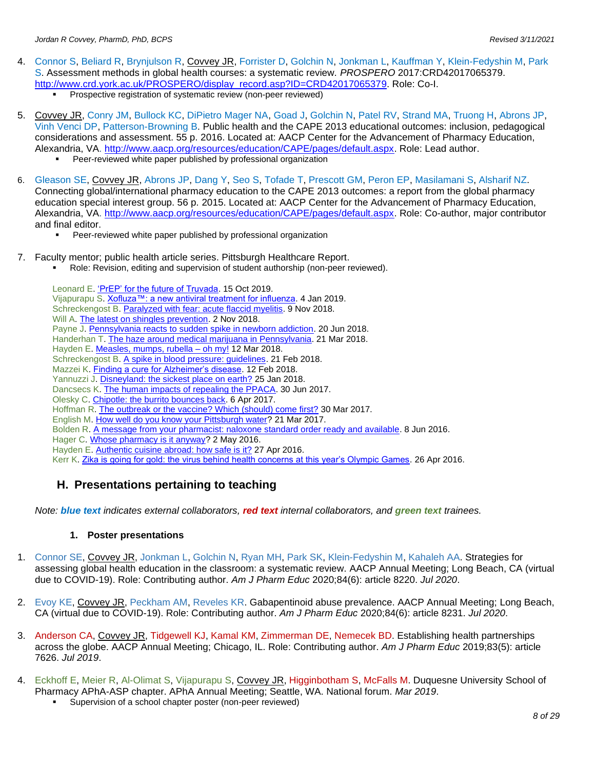4. Connor S, Beliard R, Brynjulson R, Covvey JR, Forrister D, Golchin N, Jonkman L, Kauffman Y, Klein-Fedyshin M, Park S. Assessment methods in global health courses: a systematic review. *PROSPERO* 2017:CRD42017065379. http://www.crd.york.ac.uk/PROSPERO/display_record.asp?ID=CRD42017065379. Role: Co-I.
   - Prospective registration of systematic review (non-peer reviewed)

5. Covvey JR, Conry JM, Bullock KC, DiPietro Mager NA, Goad J, Golchin N, Patel RV, Strand MA, Truong H, Abrons JP, Vinh Venci DP, Patterson-Browning B. Public health and the CAPE 2013 educational outcomes: inclusion, pedagogical considerations and assessment. 55 p. 2016. Located at: AACP Center for the Advancement of Pharmacy Education, Alexandria, VA. http://www.aacp.org/resources/education/CAPE/pages/default.aspx. Role: Lead author.
   - Peer-reviewed white paper published by professional organization

6. Gleason SE, Covvey JR, Abrons JP, Dang Y, Seo S, Tofade T, Prescott GM, Peron EP, Masilamani S, Alsharif NZ. Connecting global/international pharmacy education to the CAPE 2013 outcomes: a report from the global pharmacy education special interest group. 56 p. 2015. Located at: AACP Center for the Advancement of Pharmacy Education, Alexandria, VA. http://www.aacp.org/resources/education/CAPE/pages/default.aspx. Role: Co-author, major contributor and final editor.
   - Peer-reviewed white paper published by professional organization

7. Faculty mentor; public health article series. Pittsburgh Healthcare Report.
   - Role: Revision, editing and supervision of student authorship (non-peer reviewed).

   Leonard E. 'PrEP' for the future of Truvada. 15 Oct 2019.
   Vijapurapu S. Xofluza™: a new antiviral treatment for influenza. 4 Jan 2019.
   Schreckengost B. Paralyzed with fear: acute flaccid myelitis. 9 Nov 2018.
   Will A. The latest on shingles prevention. 2 Nov 2018.
   Payne J. Pennsylvania reacts to sudden spike in newborn addiction. 20 Jun 2018.
   Handerhan T. The haze around medical marijuana in Pennsylvania. 21 Mar 2018.
   Hayden E. Measles, mumps, rubella – oh my! 12 Mar 2018.
   Schreckengost B. A spike in blood pressure: guidelines. 21 Feb 2018.
   Mazzei K. Finding a cure for Alzheimer's disease. 12 Feb 2018.
   Yannuzzi J. Disneyland: the sickest place on earth? 25 Jan 2018.
   Dancsecs K. The human impacts of repealing the PPACA. 30 Jun 2017.
   Olesky C. Chipotle: the burrito bounces back. 6 Apr 2017.
   Hoffman R. The outbreak or the vaccine? Which (should) come first? 30 Mar 2017.
   English M. How well do you know your Pittsburgh water? 21 Mar 2017.
   Bolden R. A message from your pharmacist: naloxone standard order ready and available. 8 Jun 2016.
   Hager C. Whose pharmacy is it anyway? 2 May 2016.
   Hayden E. Authentic cuisine abroad: how safe is it? 27 Apr 2016.
   Kerr K. Zika is going for gold: the virus behind health concerns at this year's Olympic Games. 26 Apr 2016.

## H. Presentations pertaining to teaching

*Note: **blue text** indicates external collaborators, **red text** internal collaborators, and **green text** trainees.*

### 1. Poster presentations

1. Connor SE, Covvey JR, Jonkman L, Golchin N, Ryan MH, Park SK, Klein-Fedyshin M, Kahaleh AA. Strategies for assessing global health education in the classroom: a systematic review. AACP Annual Meeting; Long Beach, CA (virtual due to COVID-19). Role: Contributing author. *Am J Pharm Educ* 2020;84(6): article 8220. *Jul 2020*.

2. Evoy KE, Covvey JR, Peckham AM, Reveles KR. Gabapentinoid abuse prevalence. AACP Annual Meeting; Long Beach, CA (virtual due to COVID-19). Role: Contributing author. *Am J Pharm Educ* 2020;84(6): article 8231. *Jul 2020*.

3. Anderson CA, Covvey JR, Tidgewell KJ, Kamal KM, Zimmerman DE, Nemecek BD. Establishing health partnerships across the globe. AACP Annual Meeting; Chicago, IL. Role: Contributing author. *Am J Pharm Educ* 2019;83(5): article 7626. *Jul 2019*.

4. Eckhoff E, Meier R, Al-Olimat S, Vijapurapu S, Covvey JR, Higginbotham S, McFalls M. Duquesne University School of Pharmacy APhA-ASP chapter. APhA Annual Meeting; Seattle, WA. National forum. *Mar 2019*.
   - Supervision of a school chapter poster (non-peer reviewed)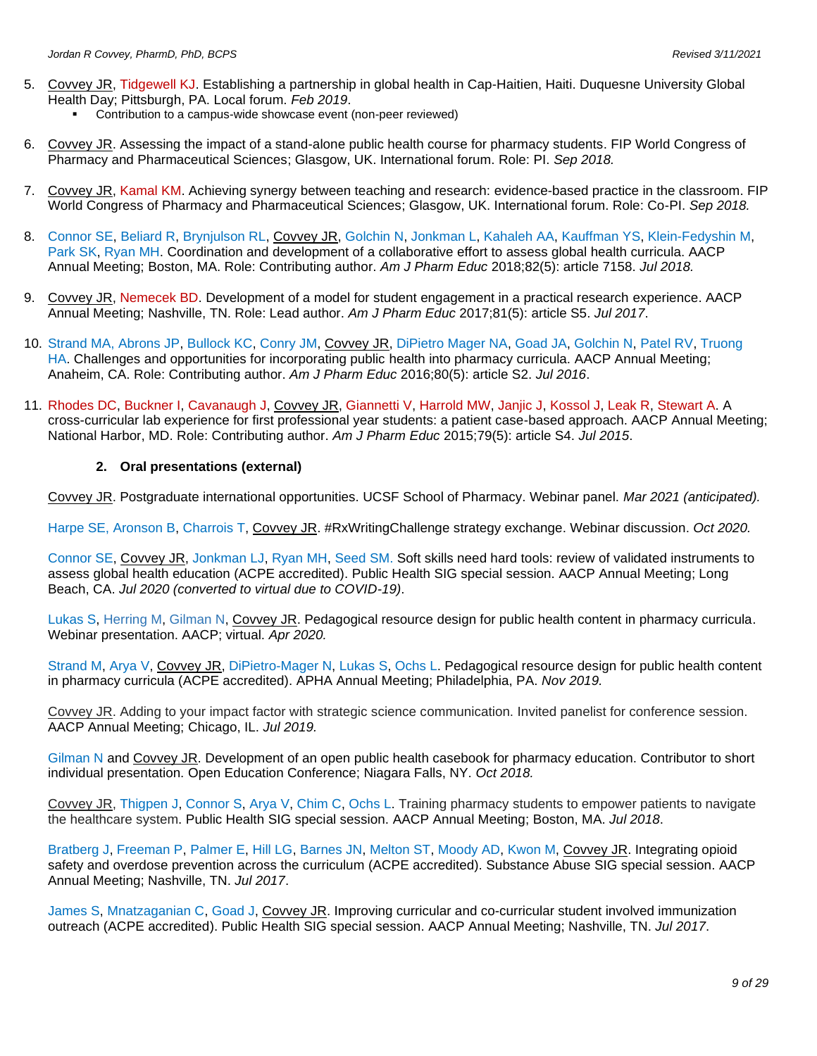5. Covvey JR, Tidgewell KJ. Establishing a partnership in global health in Cap-Haitien, Haiti. Duquesne University Global Health Day; Pittsburgh, PA. Local forum. *Feb 2019*.
   - Contribution to a campus-wide showcase event (non-peer reviewed)

6. Covvey JR. Assessing the impact of a stand-alone public health course for pharmacy students. FIP World Congress of Pharmacy and Pharmaceutical Sciences; Glasgow, UK. International forum. Role: PI. *Sep 2018.*

7. Covvey JR, Kamal KM. Achieving synergy between teaching and research: evidence-based practice in the classroom. FIP World Congress of Pharmacy and Pharmaceutical Sciences; Glasgow, UK. International forum. Role: Co-PI. *Sep 2018.*

8. Connor SE, Beliard R, Brynjulson RL, Covvey JR, Golchin N, Jonkman L, Kahaleh AA, Kauffman YS, Klein-Fedyshin M, Park SK, Ryan MH. Coordination and development of a collaborative effort to assess global health curricula. AACP Annual Meeting; Boston, MA. Role: Contributing author. *Am J Pharm Educ* 2018;82(5): article 7158. *Jul 2018.*

9. Covvey JR, Nemecek BD. Development of a model for student engagement in a practical research experience. AACP Annual Meeting; Nashville, TN. Role: Lead author. *Am J Pharm Educ* 2017;81(5): article S5. *Jul 2017*.

10. Strand MA, Abrons JP, Bullock KC, Conry JM, Covvey JR, DiPietro Mager NA, Goad JA, Golchin N, Patel RV, Truong HA. Challenges and opportunities for incorporating public health into pharmacy curricula. AACP Annual Meeting; Anaheim, CA. Role: Contributing author. *Am J Pharm Educ* 2016;80(5): article S2. *Jul 2016*.

11. Rhodes DC, Buckner I, Cavanaugh J, Covvey JR, Giannetti V, Harrold MW, Janjic J, Kossol J, Leak R, Stewart A. A cross-curricular lab experience for first professional year students: a patient case-based approach. AACP Annual Meeting; National Harbor, MD. Role: Contributing author. *Am J Pharm Educ* 2015;79(5): article S4. *Jul 2015*.

### 2. Oral presentations (external)

Covvey JR. Postgraduate international opportunities. UCSF School of Pharmacy. Webinar panel. *Mar 2021 (anticipated).*

Harpe SE, Aronson B, Charrois T, Covvey JR. #RxWritingChallenge strategy exchange. Webinar discussion. *Oct 2020.*

Connor SE, Covvey JR, Jonkman LJ, Ryan MH, Seed SM. Soft skills need hard tools: review of validated instruments to assess global health education (ACPE accredited). Public Health SIG special session. AACP Annual Meeting; Long Beach, CA. *Jul 2020 (converted to virtual due to COVID-19)*.

Lukas S, Herring M, Gilman N, Covvey JR. Pedagogical resource design for public health content in pharmacy curricula. Webinar presentation. AACP; virtual. *Apr 2020.*

Strand M, Arya V, Covvey JR, DiPietro-Mager N, Lukas S, Ochs L. Pedagogical resource design for public health content in pharmacy curricula (ACPE accredited). APHA Annual Meeting; Philadelphia, PA. *Nov 2019.*

Covvey JR. Adding to your impact factor with strategic science communication. Invited panelist for conference session. AACP Annual Meeting; Chicago, IL. *Jul 2019.*

Gilman N and Covvey JR. Development of an open public health casebook for pharmacy education. Contributor to short individual presentation. Open Education Conference; Niagara Falls, NY. *Oct 2018.*

Covvey JR, Thigpen J, Connor S, Arya V, Chim C, Ochs L. Training pharmacy students to empower patients to navigate the healthcare system. Public Health SIG special session. AACP Annual Meeting; Boston, MA. *Jul 2018*.

Bratberg J, Freeman P, Palmer E, Hill LG, Barnes JN, Melton ST, Moody AD, Kwon M, Covvey JR. Integrating opioid safety and overdose prevention across the curriculum (ACPE accredited). Substance Abuse SIG special session. AACP Annual Meeting; Nashville, TN. *Jul 2017*.

James S, Mnatzaganian C, Goad J, Covvey JR. Improving curricular and co-curricular student involved immunization outreach (ACPE accredited). Public Health SIG special session. AACP Annual Meeting; Nashville, TN. *Jul 2017*.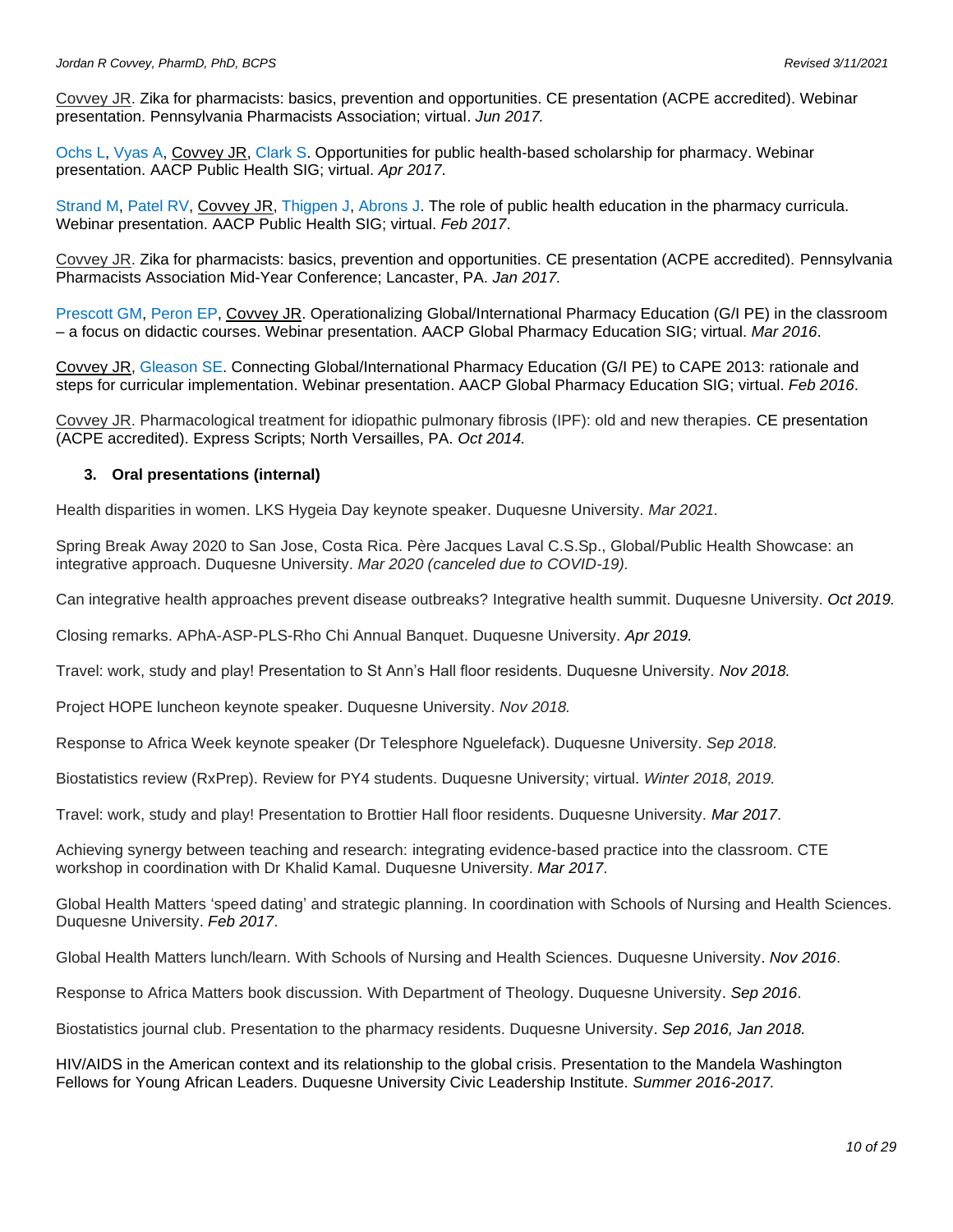Covvey JR. Zika for pharmacists: basics, prevention and opportunities. CE presentation (ACPE accredited). Webinar presentation. Pennsylvania Pharmacists Association; virtual. *Jun 2017.*

Ochs L, Vyas A, Covvey JR, Clark S. Opportunities for public health-based scholarship for pharmacy. Webinar presentation. AACP Public Health SIG; virtual. *Apr 2017*.

Strand M, Patel RV, Covvey JR, Thigpen J, Abrons J. The role of public health education in the pharmacy curricula. Webinar presentation. AACP Public Health SIG; virtual. *Feb 2017*.

Covvey JR. Zika for pharmacists: basics, prevention and opportunities. CE presentation (ACPE accredited). Pennsylvania Pharmacists Association Mid-Year Conference; Lancaster, PA. *Jan 2017.*

Prescott GM, Peron EP, Covvey JR. Operationalizing Global/International Pharmacy Education (G/I PE) in the classroom – a focus on didactic courses. Webinar presentation. AACP Global Pharmacy Education SIG; virtual. *Mar 2016*.

Covvey JR, Gleason SE. Connecting Global/International Pharmacy Education (G/I PE) to CAPE 2013: rationale and steps for curricular implementation. Webinar presentation. AACP Global Pharmacy Education SIG; virtual. *Feb 2016*.

Covvey JR. Pharmacological treatment for idiopathic pulmonary fibrosis (IPF): old and new therapies. CE presentation (ACPE accredited). Express Scripts; North Versailles, PA. *Oct 2014.*

### 3. Oral presentations (internal)

Health disparities in women. LKS Hygeia Day keynote speaker. Duquesne University. *Mar 2021.*

Spring Break Away 2020 to San Jose, Costa Rica. Père Jacques Laval C.S.Sp., Global/Public Health Showcase: an integrative approach. Duquesne University. *Mar 2020 (canceled due to COVID-19).*

Can integrative health approaches prevent disease outbreaks? Integrative health summit. Duquesne University. *Oct 2019.*

Closing remarks. APhA-ASP-PLS-Rho Chi Annual Banquet. Duquesne University. *Apr 2019.*

Travel: work, study and play! Presentation to St Ann's Hall floor residents. Duquesne University. *Nov 2018.*

Project HOPE luncheon keynote speaker. Duquesne University. *Nov 2018.*

Response to Africa Week keynote speaker (Dr Telesphore Nguelefack). Duquesne University. *Sep 2018.*

Biostatistics review (RxPrep). Review for PY4 students. Duquesne University; virtual. *Winter 2018, 2019.*

Travel: work, study and play! Presentation to Brottier Hall floor residents. Duquesne University. *Mar 2017*.

Achieving synergy between teaching and research: integrating evidence-based practice into the classroom. CTE workshop in coordination with Dr Khalid Kamal. Duquesne University. *Mar 2017*.

Global Health Matters 'speed dating' and strategic planning. In coordination with Schools of Nursing and Health Sciences. Duquesne University. *Feb 2017*.

Global Health Matters lunch/learn. With Schools of Nursing and Health Sciences. Duquesne University. *Nov 2016*.

Response to Africa Matters book discussion. With Department of Theology. Duquesne University. *Sep 2016*.

Biostatistics journal club. Presentation to the pharmacy residents. Duquesne University. *Sep 2016, Jan 2018.*

HIV/AIDS in the American context and its relationship to the global crisis. Presentation to the Mandela Washington Fellows for Young African Leaders. Duquesne University Civic Leadership Institute. *Summer 2016-2017.*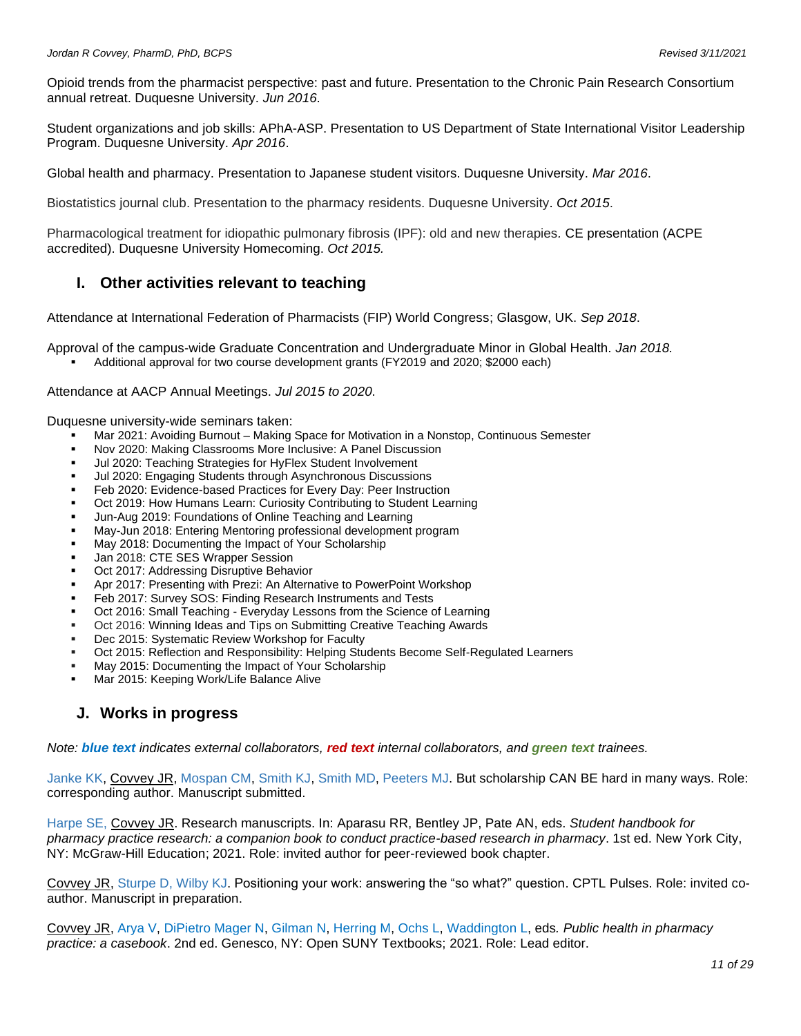Opioid trends from the pharmacist perspective: past and future. Presentation to the Chronic Pain Research Consortium annual retreat. Duquesne University. *Jun 2016*.

Student organizations and job skills: APhA-ASP. Presentation to US Department of State International Visitor Leadership Program. Duquesne University. *Apr 2016*.

Global health and pharmacy. Presentation to Japanese student visitors. Duquesne University. *Mar 2016*.

Biostatistics journal club. Presentation to the pharmacy residents. Duquesne University. *Oct 2015*.

Pharmacological treatment for idiopathic pulmonary fibrosis (IPF): old and new therapies. CE presentation (ACPE accredited). Duquesne University Homecoming. *Oct 2015*.

## I. Other activities relevant to teaching

Attendance at International Federation of Pharmacists (FIP) World Congress; Glasgow, UK. *Sep 2018*.

Approval of the campus-wide Graduate Concentration and Undergraduate Minor in Global Health. *Jan 2018*.

- Additional approval for two course development grants (FY2019 and 2020; $2000 each)

Attendance at AACP Annual Meetings. *Jul 2015 to 2020*.

Duquesne university-wide seminars taken:

- Mar 2021: Avoiding Burnout – Making Space for Motivation in a Nonstop, Continuous Semester
- Nov 2020: Making Classrooms More Inclusive: A Panel Discussion
- Jul 2020: Teaching Strategies for HyFlex Student Involvement
- Jul 2020: Engaging Students through Asynchronous Discussions
- Feb 2020: Evidence-based Practices for Every Day: Peer Instruction
- Oct 2019: How Humans Learn: Curiosity Contributing to Student Learning
- Jun-Aug 2019: Foundations of Online Teaching and Learning
- May-Jun 2018: Entering Mentoring professional development program
- May 2018: Documenting the Impact of Your Scholarship
- Jan 2018: CTE SES Wrapper Session
- Oct 2017: Addressing Disruptive Behavior
- Apr 2017: Presenting with Prezi: An Alternative to PowerPoint Workshop
- Feb 2017: Survey SOS: Finding Research Instruments and Tests
- Oct 2016: Small Teaching - Everyday Lessons from the Science of Learning
- Oct 2016: Winning Ideas and Tips on Submitting Creative Teaching Awards
- Dec 2015: Systematic Review Workshop for Faculty
- Oct 2015: Reflection and Responsibility: Helping Students Become Self-Regulated Learners
- May 2015: Documenting the Impact of Your Scholarship
- Mar 2015: Keeping Work/Life Balance Alive

## J. Works in progress

*Note: **blue text** indicates external collaborators, **red text** internal collaborators, and **green text** trainees.*

Janke KK, Covvey JR, Mospan CM, Smith KJ, Smith MD, Peeters MJ. But scholarship CAN BE hard in many ways. Role: corresponding author. Manuscript submitted.

Harpe SE, Covvey JR. Research manuscripts. In: Aparasu RR, Bentley JP, Pate AN, eds. *Student handbook for pharmacy practice research: a companion book to conduct practice-based research in pharmacy*. 1st ed. New York City, NY: McGraw-Hill Education; 2021. Role: invited author for peer-reviewed book chapter.

Covvey JR, Sturpe D, Wilby KJ. Positioning your work: answering the "so what?" question. CPTL Pulses. Role: invited co-author. Manuscript in preparation.

Covvey JR, Arya V, DiPietro Mager N, Gilman N, Herring M, Ochs L, Waddington L, eds*. Public health in pharmacy practice: a casebook*. 2nd ed. Genesco, NY: Open SUNY Textbooks; 2021. Role: Lead editor.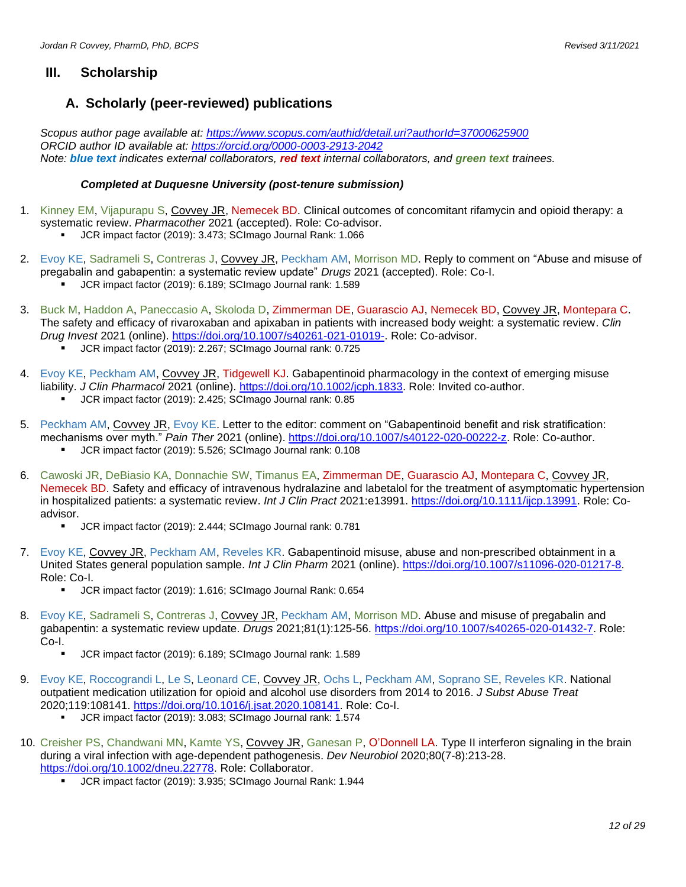## III. Scholarship

### A. Scholarly (peer-reviewed) publications

*Scopus author page available at: https://www.scopus.com/authid/detail.uri?authorId=37000625900*
*ORCID author ID available at: https://orcid.org/0000-0003-2913-2042*
*Note: **blue text** indicates external collaborators, **red text** internal collaborators, and **green text** trainees.*

***Completed at Duquesne University (post-tenure submission)***

1. Kinney EM, Vijapurapu S, Covvey JR, Nemecek BD. Clinical outcomes of concomitant rifamycin and opioid therapy: a systematic review. *Pharmacother* 2021 (accepted). Role: Co-advisor.
   - JCR impact factor (2019): 3.473; SCImago Journal Rank: 1.066

2. Evoy KE, Sadrameli S, Contreras J, Covvey JR, Peckham AM, Morrison MD. Reply to comment on "Abuse and misuse of pregabalin and gabapentin: a systematic review update" *Drugs* 2021 (accepted). Role: Co-I.
   - JCR impact factor (2019): 6.189; SCImago Journal rank: 1.589

3. Buck M, Haddon A, Paneccasio A, Skoloda D, Zimmerman DE, Guarascio AJ, Nemecek BD, Covvey JR, Montepara C. The safety and efficacy of rivaroxaban and apixaban in patients with increased body weight: a systematic review. *Clin Drug Invest* 2021 (online). https://doi.org/10.1007/s40261-021-01019-. Role: Co-advisor.
   - JCR impact factor (2019): 2.267; SCImago Journal rank: 0.725

4. Evoy KE, Peckham AM, Covvey JR, Tidgewell KJ. Gabapentinoid pharmacology in the context of emerging misuse liability. *J Clin Pharmacol* 2021 (online). https://doi.org/10.1002/jcph.1833. Role: Invited co-author.
   - JCR impact factor (2019): 2.425; SCImago Journal rank: 0.85

5. Peckham AM, Covvey JR, Evoy KE. Letter to the editor: comment on "Gabapentinoid benefit and risk stratification: mechanisms over myth." *Pain Ther* 2021 (online). https://doi.org/10.1007/s40122-020-00222-z. Role: Co-author.
   - JCR impact factor (2019): 5.526; SCImago Journal rank: 0.108

6. Cawoski JR, DeBiasio KA, Donnachie SW, Timanus EA, Zimmerman DE, Guarascio AJ, Montepara C, Covvey JR, Nemecek BD. Safety and efficacy of intravenous hydralazine and labetalol for the treatment of asymptomatic hypertension in hospitalized patients: a systematic review. *Int J Clin Pract* 2021:e13991. https://doi.org/10.1111/ijcp.13991. Role: Co-advisor.
   - JCR impact factor (2019): 2.444; SCImago Journal rank: 0.781

7. Evoy KE, Covvey JR, Peckham AM, Reveles KR. Gabapentinoid misuse, abuse and non-prescribed obtainment in a United States general population sample. *Int J Clin Pharm* 2021 (online). https://doi.org/10.1007/s11096-020-01217-8. Role: Co-I.
   - JCR impact factor (2019): 1.616; SCImago Journal Rank: 0.654

8. Evoy KE, Sadrameli S, Contreras J, Covvey JR, Peckham AM, Morrison MD. Abuse and misuse of pregabalin and gabapentin: a systematic review update. *Drugs* 2021;81(1):125-56. https://doi.org/10.1007/s40265-020-01432-7. Role: Co-I.
   - JCR impact factor (2019): 6.189; SCImago Journal rank: 1.589

9. Evoy KE, Roccograndi L, Le S, Leonard CE, Covvey JR, Ochs L, Peckham AM, Soprano SE, Reveles KR. National outpatient medication utilization for opioid and alcohol use disorders from 2014 to 2016. *J Subst Abuse Treat* 2020;119:108141. https://doi.org/10.1016/j.jsat.2020.108141. Role: Co-I.
   - JCR impact factor (2019): 3.083; SCImago Journal rank: 1.574

10. Creisher PS, Chandwani MN, Kamte YS, Covvey JR, Ganesan P, O'Donnell LA. Type II interferon signaling in the brain during a viral infection with age-dependent pathogenesis. *Dev Neurobiol* 2020;80(7-8):213-28. https://doi.org/10.1002/dneu.22778. Role: Collaborator.
    - JCR impact factor (2019): 3.935; SCImago Journal Rank: 1.944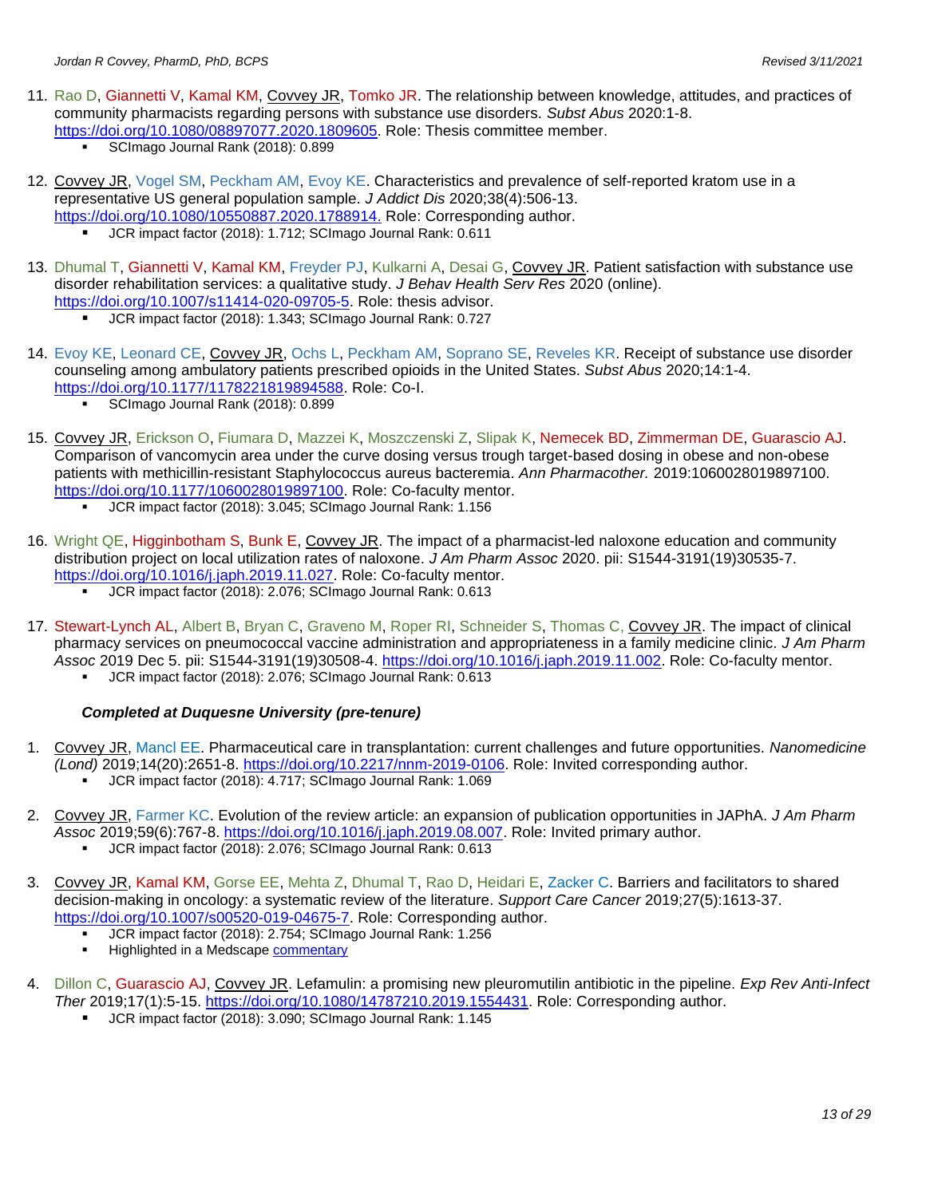11. Rao D, Giannetti V, Kamal KM, Covvey JR, Tomko JR. The relationship between knowledge, attitudes, and practices of community pharmacists regarding persons with substance use disorders. *Subst Abus* 2020:1-8. https://doi.org/10.1080/08897077.2020.1809605. Role: Thesis committee member.
    - SCImago Journal Rank (2018): 0.899

12. Covvey JR, Vogel SM, Peckham AM, Evoy KE. Characteristics and prevalence of self-reported kratom use in a representative US general population sample. *J Addict Dis* 2020;38(4):506-13. https://doi.org/10.1080/10550887.2020.1788914. Role: Corresponding author.
    - JCR impact factor (2018): 1.712; SCImago Journal Rank: 0.611

13. Dhumal T, Giannetti V, Kamal KM, Freyder PJ, Kulkarni A, Desai G, Covvey JR. Patient satisfaction with substance use disorder rehabilitation services: a qualitative study. *J Behav Health Serv Res* 2020 (online). https://doi.org/10.1007/s11414-020-09705-5. Role: thesis advisor.
    - JCR impact factor (2018): 1.343; SCImago Journal Rank: 0.727

14. Evoy KE, Leonard CE, Covvey JR, Ochs L, Peckham AM, Soprano SE, Reveles KR. Receipt of substance use disorder counseling among ambulatory patients prescribed opioids in the United States. *Subst Abus* 2020;14:1-4. https://doi.org/10.1177/1178221819894588. Role: Co-I.
    - SCImago Journal Rank (2018): 0.899

15. Covvey JR, Erickson O, Fiumara D, Mazzei K, Moszczenski Z, Slipak K, Nemecek BD, Zimmerman DE, Guarascio AJ. Comparison of vancomycin area under the curve dosing versus trough target-based dosing in obese and non-obese patients with methicillin-resistant Staphylococcus aureus bacteremia. *Ann Pharmacother.* 2019:1060028019897100. https://doi.org/10.1177/1060028019897100. Role: Co-faculty mentor.
    - JCR impact factor (2018): 3.045; SCImago Journal Rank: 1.156

16. Wright QE, Higginbotham S, Bunk E, Covvey JR. The impact of a pharmacist-led naloxone education and community distribution project on local utilization rates of naloxone. *J Am Pharm Assoc* 2020. pii: S1544-3191(19)30535-7. https://doi.org/10.1016/j.japh.2019.11.027. Role: Co-faculty mentor.
    - JCR impact factor (2018): 2.076; SCImago Journal Rank: 0.613

17. Stewart-Lynch AL, Albert B, Bryan C, Graveno M, Roper RI, Schneider S, Thomas C, Covvey JR. The impact of clinical pharmacy services on pneumococcal vaccine administration and appropriateness in a family medicine clinic. *J Am Pharm Assoc* 2019 Dec 5. pii: S1544-3191(19)30508-4. https://doi.org/10.1016/j.japh.2019.11.002. Role: Co-faculty mentor.
    - JCR impact factor (2018): 2.076; SCImago Journal Rank: 0.613

***Completed at Duquesne University (pre-tenure)***

1. Covvey JR, Mancl EE. Pharmaceutical care in transplantation: current challenges and future opportunities. *Nanomedicine (Lond)* 2019;14(20):2651-8. https://doi.org/10.2217/nnm-2019-0106. Role: Invited corresponding author.
    - JCR impact factor (2018): 4.717; SCImago Journal Rank: 1.069

2. Covvey JR, Farmer KC. Evolution of the review article: an expansion of publication opportunities in JAPhA. *J Am Pharm Assoc* 2019;59(6):767-8. https://doi.org/10.1016/j.japh.2019.08.007. Role: Invited primary author.
    - JCR impact factor (2018): 2.076; SCImago Journal Rank: 0.613

3. Covvey JR, Kamal KM, Gorse EE, Mehta Z, Dhumal T, Rao D, Heidari E, Zacker C. Barriers and facilitators to shared decision-making in oncology: a systematic review of the literature. *Support Care Cancer* 2019;27(5):1613-37. https://doi.org/10.1007/s00520-019-04675-7. Role: Corresponding author.
    - JCR impact factor (2018): 2.754; SCImago Journal Rank: 1.256
    - Highlighted in a Medscape commentary

4. Dillon C, Guarascio AJ, Covvey JR. Lefamulin: a promising new pleuromutilin antibiotic in the pipeline. *Exp Rev Anti-Infect Ther* 2019;17(1):5-15. https://doi.org/10.1080/14787210.2019.1554431. Role: Corresponding author.
    - JCR impact factor (2018): 3.090; SCImago Journal Rank: 1.145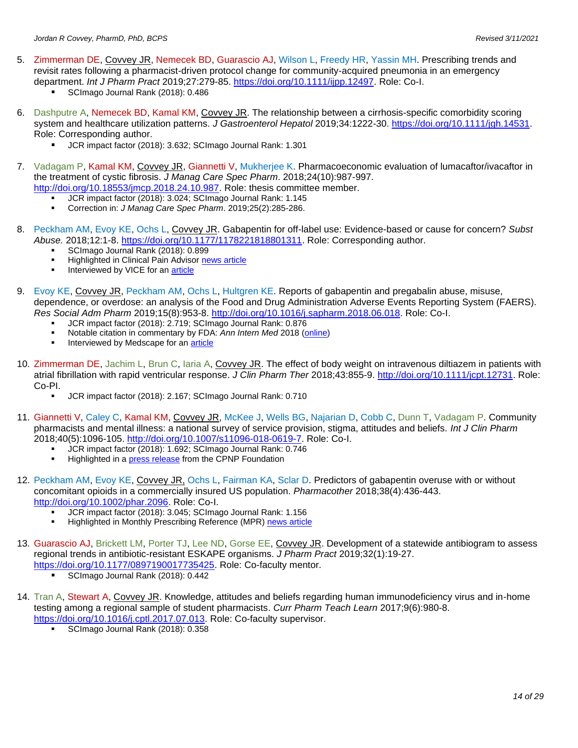5. Zimmerman DE, Covvey JR, Nemecek BD, Guarascio AJ, Wilson L, Freedy HR, Yassin MH. Prescribing trends and revisit rates following a pharmacist-driven protocol change for community-acquired pneumonia in an emergency department. *Int J Pharm Pract* 2019;27:279-85. https://doi.org/10.1111/ijpp.12497. Role: Co-I.
   - SCImago Journal Rank (2018): 0.486

6. Dashputre A, Nemecek BD, Kamal KM, Covvey JR. The relationship between a cirrhosis-specific comorbidity scoring system and healthcare utilization patterns. *J Gastroenterol Hepatol* 2019;34:1222-30. https://doi.org/10.1111/jgh.14531. Role: Corresponding author.
   - JCR impact factor (2018): 3.632; SCImago Journal Rank: 1.301

7. Vadagam P, Kamal KM, Covvey JR, Giannetti V, Mukherjee K. Pharmacoeconomic evaluation of lumacaftor/ivacaftor in the treatment of cystic fibrosis. *J Manag Care Spec Pharm*. 2018;24(10):987-997. http://doi.org/10.18553/jmcp.2018.24.10.987. Role: thesis committee member.
   - JCR impact factor (2018): 3.024; SCImago Journal Rank: 1.145
   - Correction in: *J Manag Care Spec Pharm*. 2019;25(2):285-286.

8. Peckham AM, Evoy KE, Ochs L, Covvey JR. Gabapentin for off-label use: Evidence-based or cause for concern? *Subst Abuse.* 2018;12:1-8. https://doi.org/10.1177/1178221818801311. Role: Corresponding author.
   - SCImago Journal Rank (2018): 0.899
   - Highlighted in Clinical Pain Advisor news article
   - Interviewed by VICE for an article

9. Evoy KE, Covvey JR, Peckham AM, Ochs L, Hultgren KE. Reports of gabapentin and pregabalin abuse, misuse, dependence, or overdose: an analysis of the Food and Drug Administration Adverse Events Reporting System (FAERS). *Res Social Adm Pharm* 2019;15(8):953-8. http://doi.org/10.1016/j.sapharm.2018.06.018. Role: Co-I.
   - JCR impact factor (2018): 2.719; SCImago Journal Rank: 0.876
   - Notable citation in commentary by FDA: *Ann Intern Med* 2018 (online)
   - Interviewed by Medscape for an article

10. Zimmerman DE, Jachim L, Brun C, Iaria A, Covvey JR. The effect of body weight on intravenous diltiazem in patients with atrial fibrillation with rapid ventricular response. *J Clin Pharm Ther* 2018;43:855-9. http://doi.org/10.1111/jcpt.12731. Role: Co-PI.
    - JCR impact factor (2018): 2.167; SCImago Journal Rank: 0.710

11. Giannetti V, Caley C, Kamal KM, Covvey JR, McKee J, Wells BG, Najarian D, Cobb C, Dunn T, Vadagam P. Community pharmacists and mental illness: a national survey of service provision, stigma, attitudes and beliefs. *Int J Clin Pharm* 2018;40(5):1096-105. http://doi.org/10.1007/s11096-018-0619-7. Role: Co-I.
    - JCR impact factor (2018): 1.692; SCImago Journal Rank: 0.746
    - Highlighted in a press release from the CPNP Foundation

12. Peckham AM, Evoy KE, Covvey JR, Ochs L, Fairman KA, Sclar D. Predictors of gabapentin overuse with or without concomitant opioids in a commercially insured US population. *Pharmacother* 2018;38(4):436-443. http://doi.org/10.1002/phar.2096. Role: Co-I.
    - JCR impact factor (2018): 3.045; SCImago Journal Rank: 1.156
    - Highlighted in Monthly Prescribing Reference (MPR) news article

13. Guarascio AJ, Brickett LM, Porter TJ, Lee ND, Gorse EE, Covvey JR. Development of a statewide antibiogram to assess regional trends in antibiotic-resistant ESKAPE organisms. *J Pharm Pract* 2019;32(1):19-27. https://doi.org/10.1177/0897190017735425. Role: Co-faculty mentor.
    - SCImago Journal Rank (2018): 0.442

14. Tran A, Stewart A, Covvey JR. Knowledge, attitudes and beliefs regarding human immunodeficiency virus and in-home testing among a regional sample of student pharmacists. *Curr Pharm Teach Learn* 2017;9(6):980-8. https://doi.org/10.1016/j.cptl.2017.07.013. Role: Co-faculty supervisor.
    - SCImago Journal Rank (2018): 0.358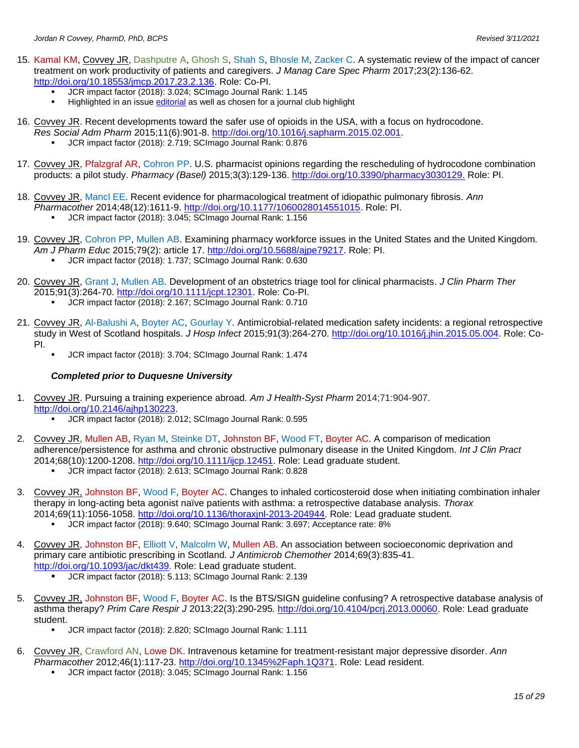15. Kamal KM, Covvey JR, Dashputre A, Ghosh S, Shah S, Bhosle M, Zacker C. A systematic review of the impact of cancer treatment on work productivity of patients and caregivers. *J Manag Care Spec Pharm* 2017;23(2):136-62. http://doi.org/10.18553/jmcp.2017.23.2.136. Role: Co-PI.
    - JCR impact factor (2018): 3.024; SCImago Journal Rank: 1.145
    - Highlighted in an issue editorial as well as chosen for a journal club highlight

16. Covvey JR. Recent developments toward the safer use of opioids in the USA, with a focus on hydrocodone. *Res Social Adm Pharm* 2015;11(6):901-8. http://doi.org/10.1016/j.sapharm.2015.02.001.
    - JCR impact factor (2018): 2.719; SCImago Journal Rank: 0.876

17. Covvey JR, Pfalzgraf AR, Cohron PP. U.S. pharmacist opinions regarding the rescheduling of hydrocodone combination products: a pilot study. *Pharmacy (Basel)* 2015;3(3):129-136. http://doi.org/10.3390/pharmacy3030129. Role: PI.

18. Covvey JR, Mancl EE. Recent evidence for pharmacological treatment of idiopathic pulmonary fibrosis. *Ann Pharmacother* 2014;48(12):1611-9. http://doi.org/10.1177/1060028014551015. Role: PI.
    - JCR impact factor (2018): 3.045; SCImago Journal Rank: 1.156

19. Covvey JR, Cohron PP, Mullen AB. Examining pharmacy workforce issues in the United States and the United Kingdom. *Am J Pharm Educ* 2015;79(2): article 17. http://doi.org/10.5688/ajpe79217. Role: PI.
    - JCR impact factor (2018): 1.737; SCImago Journal Rank: 0.630

20. Covvey JR, Grant J, Mullen AB. Development of an obstetrics triage tool for clinical pharmacists. *J Clin Pharm Ther* 2015;91(3):264-70. http://doi.org/10.1111/jcpt.12301. Role: Co-PI.
    - JCR impact factor (2018): 2.167; SCImago Journal Rank: 0.710

21. Covvey JR, Al-Balushi A, Boyter AC, Gourlay Y. Antimicrobial-related medication safety incidents: a regional retrospective study in West of Scotland hospitals. *J Hosp Infect* 2015;91(3):264-270. http://doi.org/10.1016/j.jhin.2015.05.004. Role: Co-PI.
    - JCR impact factor (2018): 3.704; SCImago Journal Rank: 1.474

***Completed prior to Duquesne University***

1. Covvey JR. Pursuing a training experience abroad. *Am J Health-Syst Pharm* 2014;71:904-907. http://doi.org/10.2146/ajhp130223.
    - JCR impact factor (2018): 2.012; SCImago Journal Rank: 0.595

2. Covvey JR, Mullen AB, Ryan M, Steinke DT, Johnston BF, Wood FT, Boyter AC. A comparison of medication adherence/persistence for asthma and chronic obstructive pulmonary disease in the United Kingdom. *Int J Clin Pract* 2014;68(10):1200-1208. http://doi.org/10.1111/ijcp.12451. Role: Lead graduate student.
    - JCR impact factor (2018): 2.613; SCImago Journal Rank: 0.828

3. Covvey JR, Johnston BF, Wood F, Boyter AC. Changes to inhaled corticosteroid dose when initiating combination inhaler therapy in long-acting beta agonist naïve patients with asthma: a retrospective database analysis. *Thorax* 2014;69(11):1056-1058. http://doi.org/10.1136/thoraxjnl-2013-204944. Role: Lead graduate student.
    - JCR impact factor (2018): 9.640; SCImago Journal Rank: 3.697; Acceptance rate: 8%

4. Covvey JR, Johnston BF, Elliott V, Malcolm W, Mullen AB. An association between socioeconomic deprivation and primary care antibiotic prescribing in Scotland. *J Antimicrob Chemother* 2014;69(3):835-41. http://doi.org/10.1093/jac/dkt439. Role: Lead graduate student.
    - JCR impact factor (2018): 5.113; SCImago Journal Rank: 2.139

5. Covvey JR, Johnston BF, Wood F, Boyter AC. Is the BTS/SIGN guideline confusing? A retrospective database analysis of asthma therapy? *Prim Care Respir J* 2013;22(3):290-295. http://doi.org/10.4104/pcrj.2013.00060. Role: Lead graduate student.
    - JCR impact factor (2018): 2.820; SCImago Journal Rank: 1.111

6. Covvey JR, Crawford AN, Lowe DK. Intravenous ketamine for treatment-resistant major depressive disorder. *Ann Pharmacother* 2012;46(1):117-23. http://doi.org/10.1345%2Faph.1Q371. Role: Lead resident.
    - JCR impact factor (2018): 3.045; SCImago Journal Rank: 1.156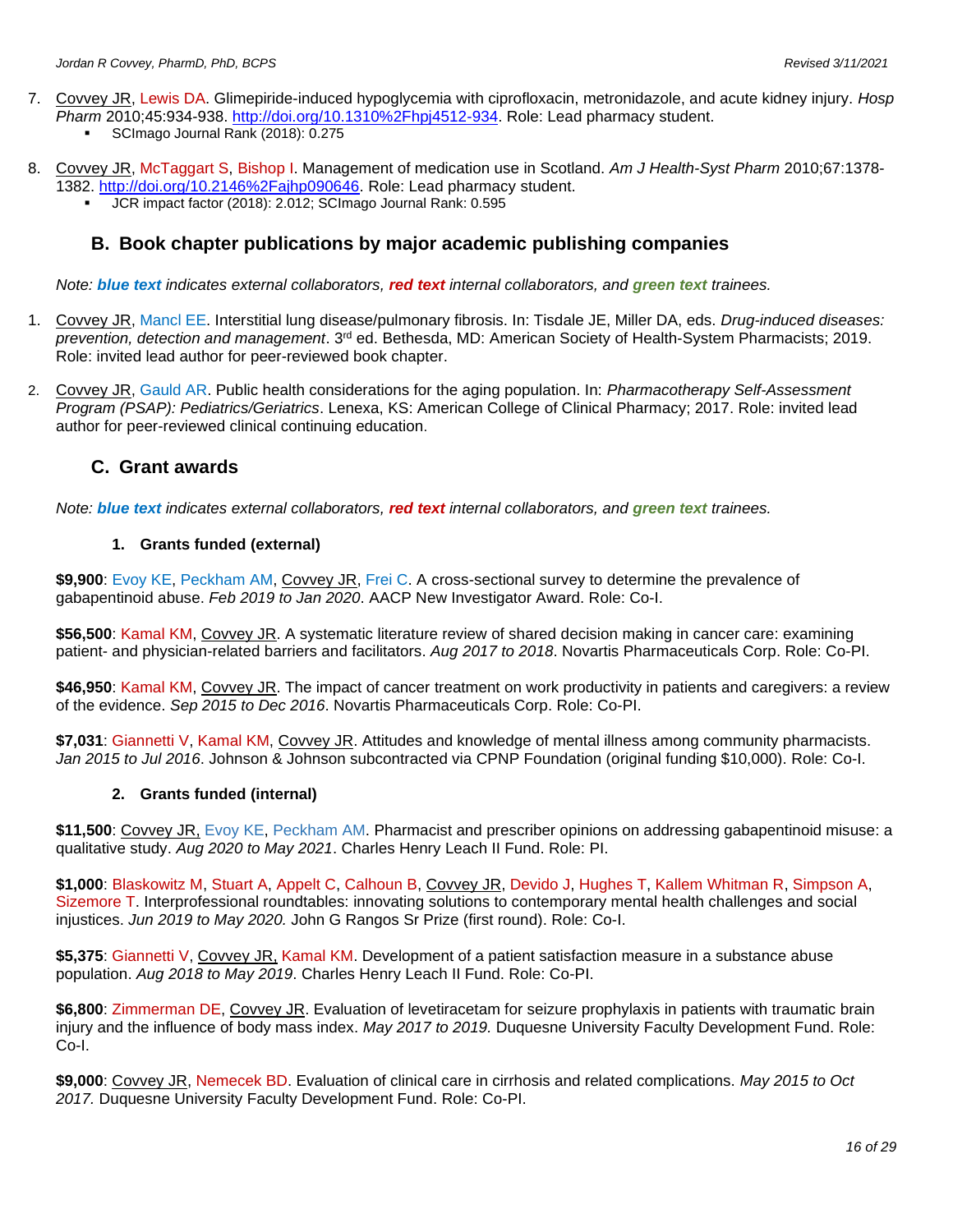7. Covvey JR, Lewis DA. Glimepiride-induced hypoglycemia with ciprofloxacin, metronidazole, and acute kidney injury. *Hosp Pharm* 2010;45:934-938. http://doi.org/10.1310%2Fhpj4512-934. Role: Lead pharmacy student.
    - SCImago Journal Rank (2018): 0.275

8. Covvey JR, McTaggart S, Bishop I. Management of medication use in Scotland. *Am J Health-Syst Pharm* 2010;67:1378-1382. http://doi.org/10.2146%2Fajhp090646. Role: Lead pharmacy student.
    - JCR impact factor (2018): 2.012; SCImago Journal Rank: 0.595

## B. Book chapter publications by major academic publishing companies

*Note: **blue text** indicates external collaborators, **red text** internal collaborators, and **green text** trainees.*

1. Covvey JR, Mancl EE. Interstitial lung disease/pulmonary fibrosis. In: Tisdale JE, Miller DA, eds. *Drug-induced diseases: prevention, detection and management*. 3rd ed. Bethesda, MD: American Society of Health-System Pharmacists; 2019. Role: invited lead author for peer-reviewed book chapter.

2. Covvey JR, Gauld AR. Public health considerations for the aging population. In: *Pharmacotherapy Self-Assessment Program (PSAP): Pediatrics/Geriatrics*. Lenexa, KS: American College of Clinical Pharmacy; 2017. Role: invited lead author for peer-reviewed clinical continuing education.

## C. Grant awards

*Note: **blue text** indicates external collaborators, **red text** internal collaborators, and **green text** trainees.*

### 1. Grants funded (external)

**$9,900**: Evoy KE, Peckham AM, Covvey JR, Frei C. A cross-sectional survey to determine the prevalence of gabapentinoid abuse. *Feb 2019 to Jan 2020*. AACP New Investigator Award. Role: Co-I.

**$56,500**: Kamal KM, Covvey JR. A systematic literature review of shared decision making in cancer care: examining patient- and physician-related barriers and facilitators. *Aug 2017 to 2018*. Novartis Pharmaceuticals Corp. Role: Co-PI.

**$46,950**: Kamal KM, Covvey JR. The impact of cancer treatment on work productivity in patients and caregivers: a review of the evidence. *Sep 2015 to Dec 2016*. Novartis Pharmaceuticals Corp. Role: Co-PI.

**$7,031**: Giannetti V, Kamal KM, Covvey JR. Attitudes and knowledge of mental illness among community pharmacists. *Jan 2015 to Jul 2016*. Johnson & Johnson subcontracted via CPNP Foundation (original funding $10,000). Role: Co-I.

### 2. Grants funded (internal)

**$11,500**: Covvey JR, Evoy KE, Peckham AM. Pharmacist and prescriber opinions on addressing gabapentinoid misuse: a qualitative study. *Aug 2020 to May 2021*. Charles Henry Leach II Fund. Role: PI.

**$1,000**: Blaskowitz M, Stuart A, Appelt C, Calhoun B, Covvey JR, Devido J, Hughes T, Kallem Whitman R, Simpson A, Sizemore T. Interprofessional roundtables: innovating solutions to contemporary mental health challenges and social injustices. *Jun 2019 to May 2020.* John G Rangos Sr Prize (first round). Role: Co-I.

**$5,375**: Giannetti V, Covvey JR, Kamal KM. Development of a patient satisfaction measure in a substance abuse population. *Aug 2018 to May 2019*. Charles Henry Leach II Fund. Role: Co-PI.

**$6,800**: Zimmerman DE, Covvey JR. Evaluation of levetiracetam for seizure prophylaxis in patients with traumatic brain injury and the influence of body mass index. *May 2017 to 2019.* Duquesne University Faculty Development Fund. Role: Co-I.

**$9,000**: Covvey JR, Nemecek BD. Evaluation of clinical care in cirrhosis and related complications. *May 2015 to Oct 2017.* Duquesne University Faculty Development Fund. Role: Co-PI.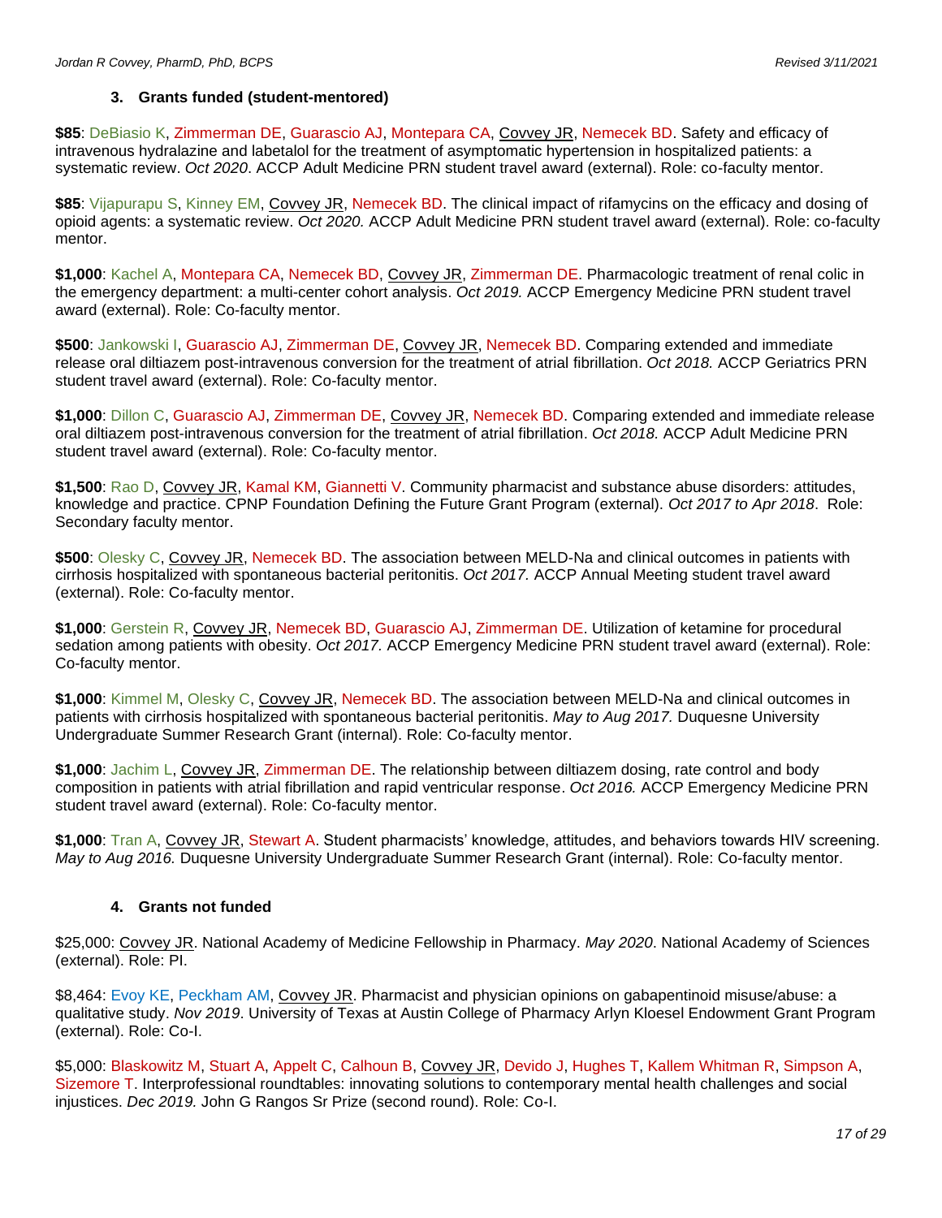### 3. Grants funded (student-mentored)

**$85**: DeBiasio K, Zimmerman DE, Guarascio AJ, Montepara CA, Covvey JR, Nemecek BD. Safety and efficacy of intravenous hydralazine and labetalol for the treatment of asymptomatic hypertension in hospitalized patients: a systematic review. *Oct 2020.* ACCP Adult Medicine PRN student travel award (external). Role: co-faculty mentor.

**$85**: Vijapurapu S, Kinney EM, Covvey JR, Nemecek BD. The clinical impact of rifamycins on the efficacy and dosing of opioid agents: a systematic review. *Oct 2020.* ACCP Adult Medicine PRN student travel award (external). Role: co-faculty mentor.

**$1,000**: Kachel A, Montepara CA, Nemecek BD, Covvey JR, Zimmerman DE. Pharmacologic treatment of renal colic in the emergency department: a multi-center cohort analysis. *Oct 2019.* ACCP Emergency Medicine PRN student travel award (external). Role: Co-faculty mentor.

**$500**: Jankowski I, Guarascio AJ, Zimmerman DE, Covvey JR, Nemecek BD. Comparing extended and immediate release oral diltiazem post-intravenous conversion for the treatment of atrial fibrillation. *Oct 2018.* ACCP Geriatrics PRN student travel award (external). Role: Co-faculty mentor.

**$1,000**: Dillon C, Guarascio AJ, Zimmerman DE, Covvey JR, Nemecek BD. Comparing extended and immediate release oral diltiazem post-intravenous conversion for the treatment of atrial fibrillation. *Oct 2018.* ACCP Adult Medicine PRN student travel award (external). Role: Co-faculty mentor.

**$1,500**: Rao D, Covvey JR, Kamal KM, Giannetti V. Community pharmacist and substance abuse disorders: attitudes, knowledge and practice. CPNP Foundation Defining the Future Grant Program (external). *Oct 2017 to Apr 2018*. Role: Secondary faculty mentor.

**$500**: Olesky C, Covvey JR, Nemecek BD. The association between MELD-Na and clinical outcomes in patients with cirrhosis hospitalized with spontaneous bacterial peritonitis. *Oct 2017.* ACCP Annual Meeting student travel award (external). Role: Co-faculty mentor.

**$1,000**: Gerstein R, Covvey JR, Nemecek BD, Guarascio AJ, Zimmerman DE. Utilization of ketamine for procedural sedation among patients with obesity. *Oct 2017.* ACCP Emergency Medicine PRN student travel award (external). Role: Co-faculty mentor.

**$1,000**: Kimmel M, Olesky C, Covvey JR, Nemecek BD. The association between MELD-Na and clinical outcomes in patients with cirrhosis hospitalized with spontaneous bacterial peritonitis. *May to Aug 2017.* Duquesne University Undergraduate Summer Research Grant (internal). Role: Co-faculty mentor.

**$1,000**: Jachim L, Covvey JR, Zimmerman DE. The relationship between diltiazem dosing, rate control and body composition in patients with atrial fibrillation and rapid ventricular response. *Oct 2016.* ACCP Emergency Medicine PRN student travel award (external). Role: Co-faculty mentor.

**$1,000**: Tran A, Covvey JR, Stewart A. Student pharmacists' knowledge, attitudes, and behaviors towards HIV screening. *May to Aug 2016.* Duquesne University Undergraduate Summer Research Grant (internal). Role: Co-faculty mentor.

### 4. Grants not funded

$25,000: Covvey JR. National Academy of Medicine Fellowship in Pharmacy. *May 2020*. National Academy of Sciences (external). Role: PI.

$8,464: Evoy KE, Peckham AM, Covvey JR. Pharmacist and physician opinions on gabapentinoid misuse/abuse: a qualitative study. *Nov 2019*. University of Texas at Austin College of Pharmacy Arlyn Kloesel Endowment Grant Program (external). Role: Co-I.

$5,000: Blaskowitz M, Stuart A, Appelt C, Calhoun B, Covvey JR, Devido J, Hughes T, Kallem Whitman R, Simpson A, Sizemore T. Interprofessional roundtables: innovating solutions to contemporary mental health challenges and social injustices. *Dec 2019.* John G Rangos Sr Prize (second round). Role: Co-I.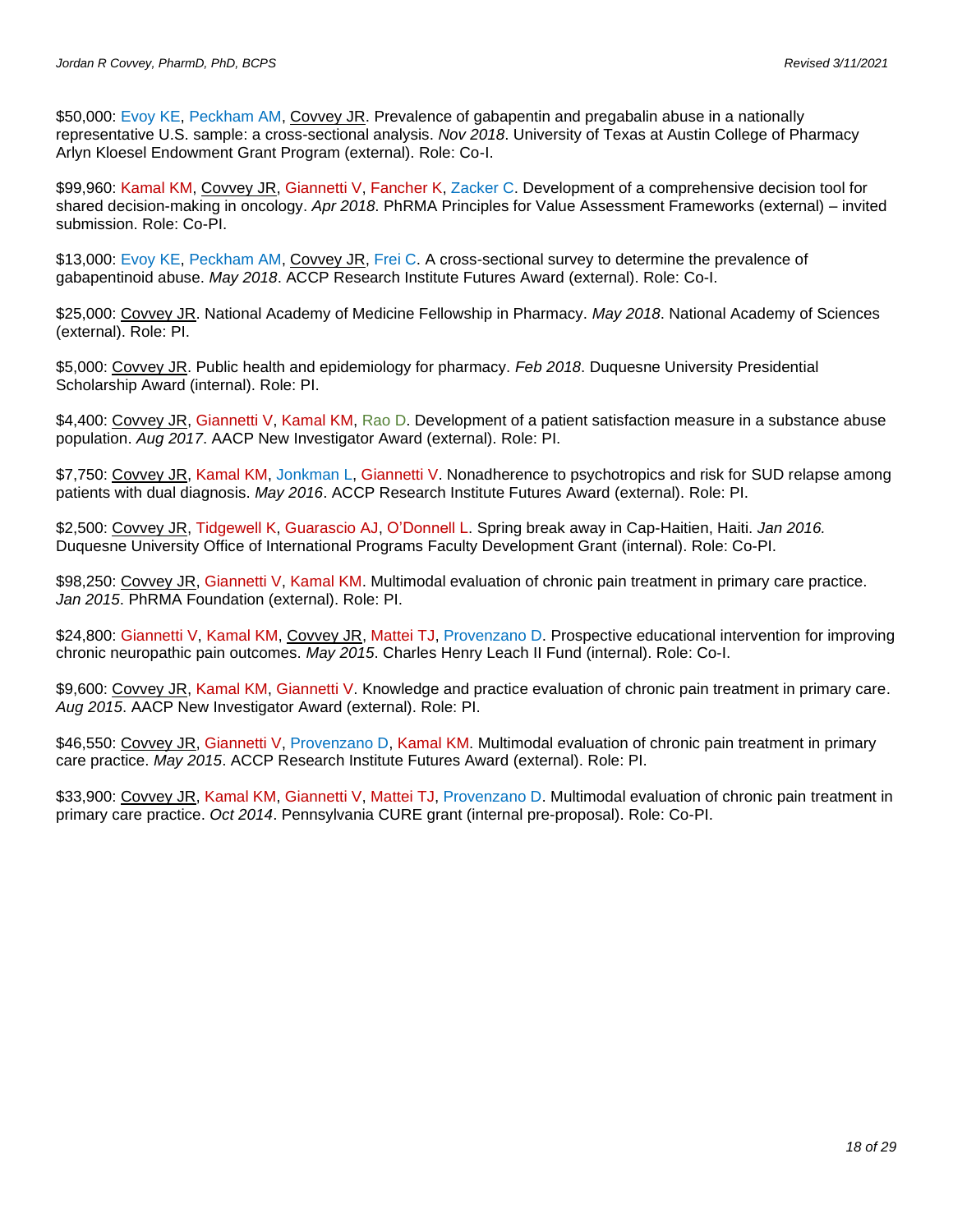$50,000: Evoy KE, Peckham AM, Covvey JR. Prevalence of gabapentin and pregabalin abuse in a nationally representative U.S. sample: a cross-sectional analysis. *Nov 2018*. University of Texas at Austin College of Pharmacy Arlyn Kloesel Endowment Grant Program (external). Role: Co-I.

$99,960: Kamal KM, Covvey JR, Giannetti V, Fancher K, Zacker C. Development of a comprehensive decision tool for shared decision-making in oncology. *Apr 2018*. PhRMA Principles for Value Assessment Frameworks (external) – invited submission. Role: Co-PI.

$13,000: Evoy KE, Peckham AM, Covvey JR, Frei C. A cross-sectional survey to determine the prevalence of gabapentinoid abuse. *May 2018*. ACCP Research Institute Futures Award (external). Role: Co-I.

$25,000: Covvey JR. National Academy of Medicine Fellowship in Pharmacy. *May 2018*. National Academy of Sciences (external). Role: PI.

$5,000: Covvey JR. Public health and epidemiology for pharmacy. *Feb 2018*. Duquesne University Presidential Scholarship Award (internal). Role: PI.

$4,400: Covvey JR, Giannetti V, Kamal KM, Rao D. Development of a patient satisfaction measure in a substance abuse population. *Aug 2017*. AACP New Investigator Award (external). Role: PI.

$7,750: Covvey JR, Kamal KM, Jonkman L, Giannetti V. Nonadherence to psychotropics and risk for SUD relapse among patients with dual diagnosis. *May 2016*. ACCP Research Institute Futures Award (external). Role: PI.

$2,500: Covvey JR, Tidgewell K, Guarascio AJ, O'Donnell L. Spring break away in Cap-Haitien, Haiti. *Jan 2016.* Duquesne University Office of International Programs Faculty Development Grant (internal). Role: Co-PI.

$98,250: Covvey JR, Giannetti V, Kamal KM. Multimodal evaluation of chronic pain treatment in primary care practice. *Jan 2015*. PhRMA Foundation (external). Role: PI.

$24,800: Giannetti V, Kamal KM, Covvey JR, Mattei TJ, Provenzano D. Prospective educational intervention for improving chronic neuropathic pain outcomes. *May 2015*. Charles Henry Leach II Fund (internal). Role: Co-I.

$9,600: Covvey JR, Kamal KM, Giannetti V. Knowledge and practice evaluation of chronic pain treatment in primary care. *Aug 2015*. AACP New Investigator Award (external). Role: PI.

$46,550: Covvey JR, Giannetti V, Provenzano D, Kamal KM. Multimodal evaluation of chronic pain treatment in primary care practice. *May 2015*. ACCP Research Institute Futures Award (external). Role: PI.

$33,900: Covvey JR, Kamal KM, Giannetti V, Mattei TJ, Provenzano D. Multimodal evaluation of chronic pain treatment in primary care practice. *Oct 2014*. Pennsylvania CURE grant (internal pre-proposal). Role: Co-PI.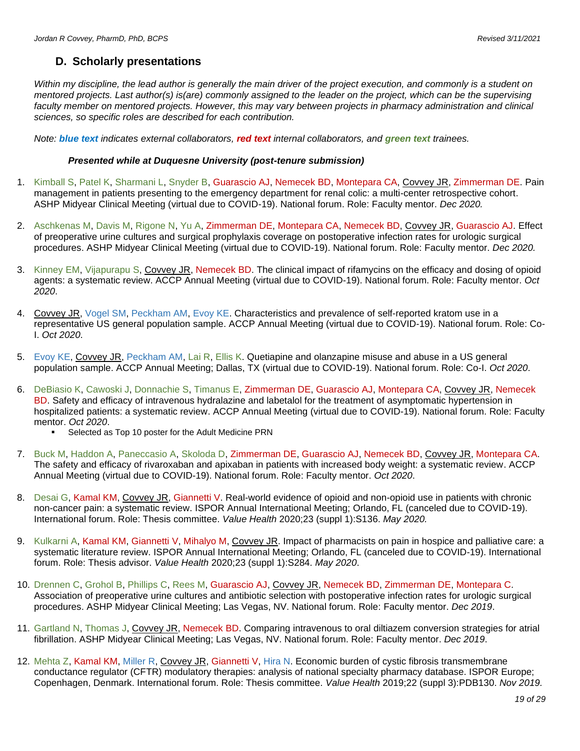### D. Scholarly presentations

*Within my discipline, the lead author is generally the main driver of the project execution, and commonly is a student on mentored projects. Last author(s) is(are) commonly assigned to the leader on the project, which can be the supervising faculty member on mentored projects. However, this may vary between projects in pharmacy administration and clinical sciences, so specific roles are described for each contribution.*

*Note: **blue text** indicates external collaborators, **red text** internal collaborators, and **green text** trainees.*

***Presented while at Duquesne University (post-tenure submission)***

1. Kimball S, Patel K, Sharmani L, Snyder B, Guarascio AJ, Nemecek BD, Montepara CA, Covvey JR, Zimmerman DE. Pain management in patients presenting to the emergency department for renal colic: a multi-center retrospective cohort. ASHP Midyear Clinical Meeting (virtual due to COVID-19). National forum. Role: Faculty mentor. *Dec 2020.*

2. Aschkenas M, Davis M, Rigone N, Yu A, Zimmerman DE, Montepara CA, Nemecek BD, Covvey JR, Guarascio AJ. Effect of preoperative urine cultures and surgical prophylaxis coverage on postoperative infection rates for urologic surgical procedures. ASHP Midyear Clinical Meeting (virtual due to COVID-19). National forum. Role: Faculty mentor. *Dec 2020.*

3. Kinney EM, Vijapurapu S, Covvey JR, Nemecek BD. The clinical impact of rifamycins on the efficacy and dosing of opioid agents: a systematic review. ACCP Annual Meeting (virtual due to COVID-19). National forum. Role: Faculty mentor. *Oct 2020*.

4. Covvey JR, Vogel SM, Peckham AM, Evoy KE. Characteristics and prevalence of self-reported kratom use in a representative US general population sample. ACCP Annual Meeting (virtual due to COVID-19). National forum. Role: Co-I. *Oct 2020*.

5. Evoy KE, Covvey JR, Peckham AM, Lai R, Ellis K. Quetiapine and olanzapine misuse and abuse in a US general population sample. ACCP Annual Meeting; Dallas, TX (virtual due to COVID-19). National forum. Role: Co-I. *Oct 2020*.

6. DeBiasio K, Cawoski J, Donnachie S, Timanus E, Zimmerman DE, Guarascio AJ, Montepara CA, Covvey JR, Nemecek BD. Safety and efficacy of intravenous hydralazine and labetalol for the treatment of asymptomatic hypertension in hospitalized patients: a systematic review. ACCP Annual Meeting (virtual due to COVID-19). National forum. Role: Faculty mentor. *Oct 2020*.
   - Selected as Top 10 poster for the Adult Medicine PRN

7. Buck M, Haddon A, Paneccasio A, Skoloda D, Zimmerman DE, Guarascio AJ, Nemecek BD, Covvey JR, Montepara CA. The safety and efficacy of rivaroxaban and apixaban in patients with increased body weight: a systematic review. ACCP Annual Meeting (virtual due to COVID-19). National forum. Role: Faculty mentor. *Oct 2020*.

8. Desai G, Kamal KM, Covvey JR, Giannetti V. Real-world evidence of opioid and non-opioid use in patients with chronic non-cancer pain: a systematic review. ISPOR Annual International Meeting; Orlando, FL (canceled due to COVID-19). International forum. Role: Thesis committee. *Value Health* 2020;23 (suppl 1):S136. *May 2020.*

9. Kulkarni A, Kamal KM, Giannetti V, Mihalyo M, Covvey JR. Impact of pharmacists on pain in hospice and palliative care: a systematic literature review. ISPOR Annual International Meeting; Orlando, FL (canceled due to COVID-19). International forum. Role: Thesis advisor. *Value Health* 2020;23 (suppl 1):S284. *May 2020*.

10. Drennen C, Grohol B, Phillips C, Rees M, Guarascio AJ, Covvey JR, Nemecek BD, Zimmerman DE, Montepara C. Association of preoperative urine cultures and antibiotic selection with postoperative infection rates for urologic surgical procedures. ASHP Midyear Clinical Meeting; Las Vegas, NV. National forum. Role: Faculty mentor. *Dec 2019*.

11. Gartland N, Thomas J, Covvey JR, Nemecek BD. Comparing intravenous to oral diltiazem conversion strategies for atrial fibrillation. ASHP Midyear Clinical Meeting; Las Vegas, NV. National forum. Role: Faculty mentor. *Dec 2019*.

12. Mehta Z, Kamal KM, Miller R, Covvey JR, Giannetti V, Hira N. Economic burden of cystic fibrosis transmembrane conductance regulator (CFTR) modulatory therapies: analysis of national specialty pharmacy database. ISPOR Europe; Copenhagen, Denmark. International forum. Role: Thesis committee. *Value Health* 2019;22 (suppl 3):PDB130. *Nov 2019.*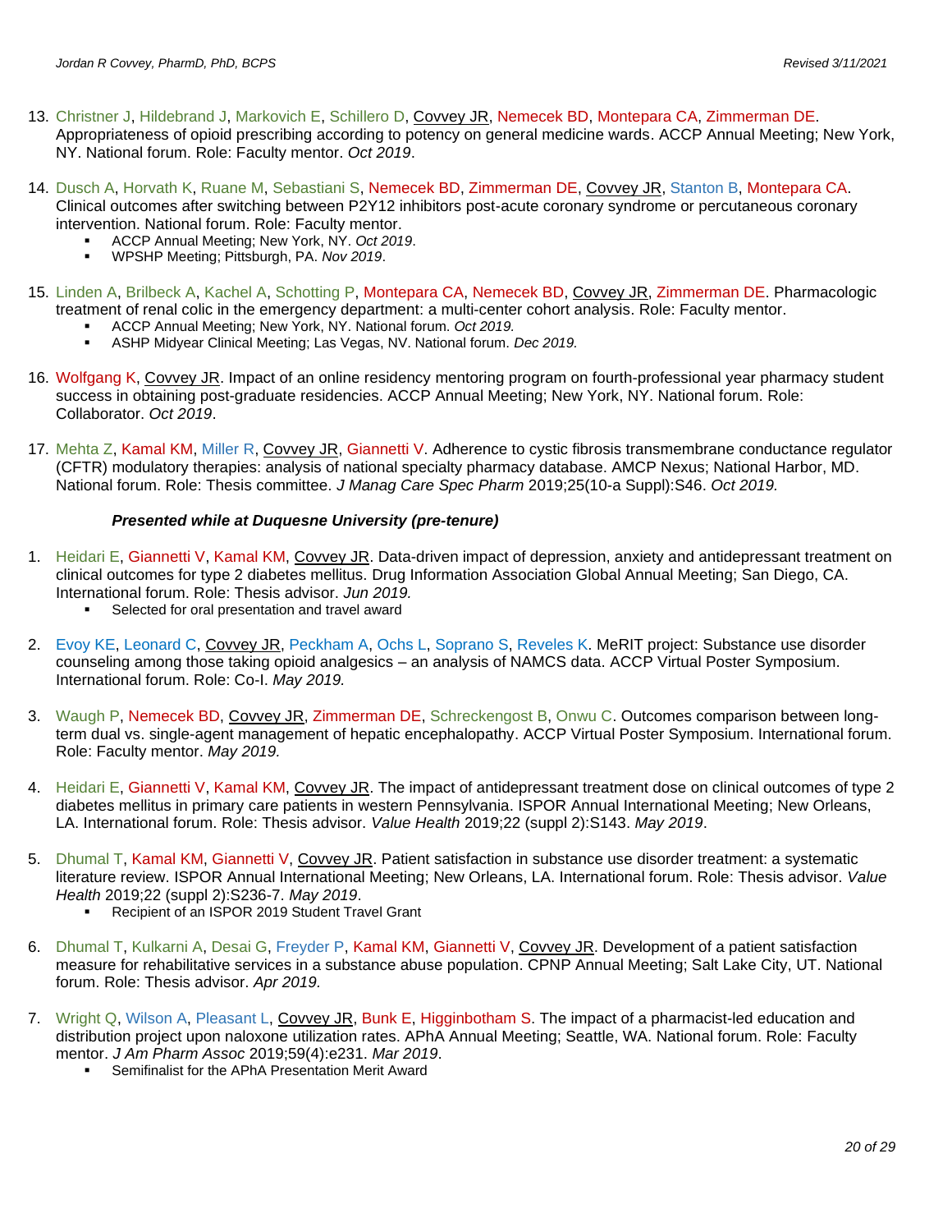13. Christner J, Hildebrand J, Markovich E, Schillero D, Covvey JR, Nemecek BD, Montepara CA, Zimmerman DE. Appropriateness of opioid prescribing according to potency on general medicine wards. ACCP Annual Meeting; New York, NY. National forum. Role: Faculty mentor. *Oct 2019*.

14. Dusch A, Horvath K, Ruane M, Sebastiani S, Nemecek BD, Zimmerman DE, Covvey JR, Stanton B, Montepara CA. Clinical outcomes after switching between P2Y12 inhibitors post-acute coronary syndrome or percutaneous coronary intervention. National forum. Role: Faculty mentor.
    - ACCP Annual Meeting; New York, NY. *Oct 2019*.
    - WPSHP Meeting; Pittsburgh, PA. *Nov 2019*.

15. Linden A, Brilbeck A, Kachel A, Schotting P, Montepara CA, Nemecek BD, Covvey JR, Zimmerman DE. Pharmacologic treatment of renal colic in the emergency department: a multi-center cohort analysis. Role: Faculty mentor.
    - ACCP Annual Meeting; New York, NY. National forum. *Oct 2019.*
    - ASHP Midyear Clinical Meeting; Las Vegas, NV. National forum. *Dec 2019.*

16. Wolfgang K, Covvey JR. Impact of an online residency mentoring program on fourth-professional year pharmacy student success in obtaining post-graduate residencies. ACCP Annual Meeting; New York, NY. National forum. Role: Collaborator. *Oct 2019*.

17. Mehta Z, Kamal KM, Miller R, Covvey JR, Giannetti V. Adherence to cystic fibrosis transmembrane conductance regulator (CFTR) modulatory therapies: analysis of national specialty pharmacy database. AMCP Nexus; National Harbor, MD. National forum. Role: Thesis committee. *J Manag Care Spec Pharm* 2019;25(10-a Suppl):S46. *Oct 2019.*

***Presented while at Duquesne University (pre-tenure)***

1. Heidari E, Giannetti V, Kamal KM, Covvey JR. Data-driven impact of depression, anxiety and antidepressant treatment on clinical outcomes for type 2 diabetes mellitus. Drug Information Association Global Annual Meeting; San Diego, CA. International forum. Role: Thesis advisor. *Jun 2019.*
    - Selected for oral presentation and travel award

2. Evoy KE, Leonard C, Covvey JR, Peckham A, Ochs L, Soprano S, Reveles K. MeRIT project: Substance use disorder counseling among those taking opioid analgesics – an analysis of NAMCS data. ACCP Virtual Poster Symposium. International forum. Role: Co-I. *May 2019.*

3. Waugh P, Nemecek BD, Covvey JR, Zimmerman DE, Schreckengost B, Onwu C. Outcomes comparison between long-term dual vs. single-agent management of hepatic encephalopathy. ACCP Virtual Poster Symposium. International forum. Role: Faculty mentor. *May 2019.*

4. Heidari E, Giannetti V, Kamal KM, Covvey JR. The impact of antidepressant treatment dose on clinical outcomes of type 2 diabetes mellitus in primary care patients in western Pennsylvania. ISPOR Annual International Meeting; New Orleans, LA. International forum. Role: Thesis advisor. *Value Health* 2019;22 (suppl 2):S143. *May 2019*.

5. Dhumal T, Kamal KM, Giannetti V, Covvey JR. Patient satisfaction in substance use disorder treatment: a systematic literature review. ISPOR Annual International Meeting; New Orleans, LA. International forum. Role: Thesis advisor. *Value Health* 2019;22 (suppl 2):S236-7. *May 2019*.
    - Recipient of an ISPOR 2019 Student Travel Grant

6. Dhumal T, Kulkarni A, Desai G, Freyder P, Kamal KM, Giannetti V, Covvey JR. Development of a patient satisfaction measure for rehabilitative services in a substance abuse population. CPNP Annual Meeting; Salt Lake City, UT. National forum. Role: Thesis advisor. *Apr 2019.*

7. Wright Q, Wilson A, Pleasant L, Covvey JR, Bunk E, Higginbotham S. The impact of a pharmacist-led education and distribution project upon naloxone utilization rates. APhA Annual Meeting; Seattle, WA. National forum. Role: Faculty mentor. *J Am Pharm Assoc* 2019;59(4):e231. *Mar 2019*.
    - Semifinalist for the APhA Presentation Merit Award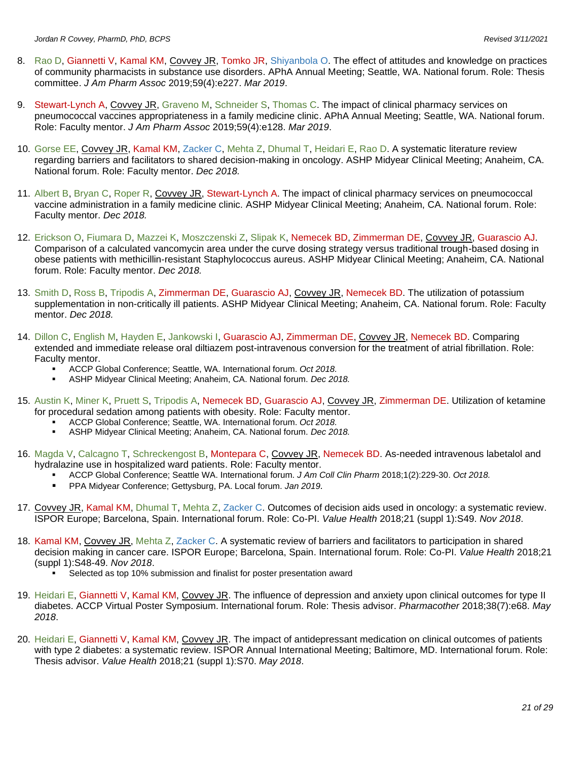8. Rao D, Giannetti V, Kamal KM, Covvey JR, Tomko JR, Shiyanbola O. The effect of attitudes and knowledge on practices of community pharmacists in substance use disorders. APhA Annual Meeting; Seattle, WA. National forum. Role: Thesis committee. *J Am Pharm Assoc* 2019;59(4):e227. *Mar 2019*.

9. Stewart-Lynch A, Covvey JR, Graveno M, Schneider S, Thomas C. The impact of clinical pharmacy services on pneumococcal vaccines appropriateness in a family medicine clinic. APhA Annual Meeting; Seattle, WA. National forum. Role: Faculty mentor. *J Am Pharm Assoc* 2019;59(4):e128. *Mar 2019*.

10. Gorse EE, Covvey JR, Kamal KM, Zacker C, Mehta Z, Dhumal T, Heidari E, Rao D. A systematic literature review regarding barriers and facilitators to shared decision-making in oncology. ASHP Midyear Clinical Meeting; Anaheim, CA. National forum. Role: Faculty mentor. *Dec 2018.*

11. Albert B, Bryan C, Roper R, Covvey JR, Stewart-Lynch A. The impact of clinical pharmacy services on pneumococcal vaccine administration in a family medicine clinic. ASHP Midyear Clinical Meeting; Anaheim, CA. National forum. Role: Faculty mentor. *Dec 2018.*

12. Erickson O, Fiumara D, Mazzei K, Moszczenski Z, Slipak K, Nemecek BD, Zimmerman DE, Covvey JR, Guarascio AJ. Comparison of a calculated vancomycin area under the curve dosing strategy versus traditional trough-based dosing in obese patients with methicillin-resistant Staphylococcus aureus. ASHP Midyear Clinical Meeting; Anaheim, CA. National forum. Role: Faculty mentor. *Dec 2018.*

13. Smith D, Ross B, Tripodis A, Zimmerman DE, Guarascio AJ, Covvey JR, Nemecek BD. The utilization of potassium supplementation in non-critically ill patients. ASHP Midyear Clinical Meeting; Anaheim, CA. National forum. Role: Faculty mentor. *Dec 2018.*

14. Dillon C, English M, Hayden E, Jankowski I, Guarascio AJ, Zimmerman DE, Covvey JR, Nemecek BD. Comparing extended and immediate release oral diltiazem post-intravenous conversion for the treatment of atrial fibrillation. Role: Faculty mentor.
    - ACCP Global Conference; Seattle, WA. International forum. *Oct 2018.*
    - ASHP Midyear Clinical Meeting; Anaheim, CA. National forum. *Dec 2018.*

15. Austin K, Miner K, Pruett S, Tripodis A, Nemecek BD, Guarascio AJ, Covvey JR, Zimmerman DE. Utilization of ketamine for procedural sedation among patients with obesity. Role: Faculty mentor.
    - ACCP Global Conference; Seattle, WA. International forum. *Oct 2018.*
    - ASHP Midyear Clinical Meeting; Anaheim, CA. National forum. *Dec 2018.*

16. Magda V, Calcagno T, Schreckengost B, Montepara C, Covvey JR, Nemecek BD. As-needed intravenous labetalol and hydralazine use in hospitalized ward patients. Role: Faculty mentor.
    - ACCP Global Conference; Seattle WA. International forum. *J Am Coll Clin Pharm* 2018;1(2):229-30. *Oct 2018.*
    - PPA Midyear Conference; Gettysburg, PA. Local forum. *Jan 2019.*

17. Covvey JR, Kamal KM, Dhumal T, Mehta Z, Zacker C. Outcomes of decision aids used in oncology: a systematic review. ISPOR Europe; Barcelona, Spain. International forum. Role: Co-PI. *Value Health* 2018;21 (suppl 1):S49. *Nov 2018*.

18. Kamal KM, Covvey JR, Mehta Z, Zacker C. A systematic review of barriers and facilitators to participation in shared decision making in cancer care. ISPOR Europe; Barcelona, Spain. International forum. Role: Co-PI. *Value Health* 2018;21 (suppl 1):S48-49. *Nov 2018*.
    - Selected as top 10% submission and finalist for poster presentation award

19. Heidari E, Giannetti V, Kamal KM, Covvey JR. The influence of depression and anxiety upon clinical outcomes for type II diabetes. ACCP Virtual Poster Symposium. International forum. Role: Thesis advisor. *Pharmacother* 2018;38(7):e68. *May 2018*.

20. Heidari E, Giannetti V, Kamal KM, Covvey JR. The impact of antidepressant medication on clinical outcomes of patients with type 2 diabetes: a systematic review. ISPOR Annual International Meeting; Baltimore, MD. International forum. Role: Thesis advisor. *Value Health* 2018;21 (suppl 1):S70. *May 2018*.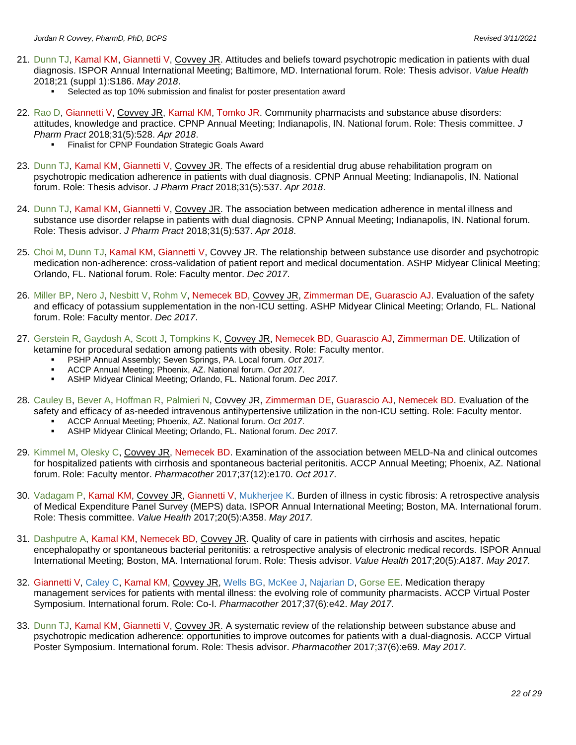21. Dunn TJ, Kamal KM, Giannetti V, Covvey JR. Attitudes and beliefs toward psychotropic medication in patients with dual diagnosis. ISPOR Annual International Meeting; Baltimore, MD. International forum. Role: Thesis advisor. *Value Health* 2018;21 (suppl 1):S186. *May 2018*.
    - Selected as top 10% submission and finalist for poster presentation award

22. Rao D, Giannetti V, Covvey JR, Kamal KM, Tomko JR. Community pharmacists and substance abuse disorders: attitudes, knowledge and practice. CPNP Annual Meeting; Indianapolis, IN. National forum. Role: Thesis committee. *J Pharm Pract* 2018;31(5):528. *Apr 2018*.
    - Finalist for CPNP Foundation Strategic Goals Award

23. Dunn TJ, Kamal KM, Giannetti V, Covvey JR. The effects of a residential drug abuse rehabilitation program on psychotropic medication adherence in patients with dual diagnosis. CPNP Annual Meeting; Indianapolis, IN. National forum. Role: Thesis advisor. *J Pharm Pract* 2018;31(5):537. *Apr 2018*.

24. Dunn TJ, Kamal KM, Giannetti V, Covvey JR. The association between medication adherence in mental illness and substance use disorder relapse in patients with dual diagnosis. CPNP Annual Meeting; Indianapolis, IN. National forum. Role: Thesis advisor. *J Pharm Pract* 2018;31(5):537. *Apr 2018*.

25. Choi M, Dunn TJ, Kamal KM, Giannetti V, Covvey JR. The relationship between substance use disorder and psychotropic medication non-adherence: cross-validation of patient report and medical documentation. ASHP Midyear Clinical Meeting; Orlando, FL. National forum. Role: Faculty mentor. *Dec 2017*.

26. Miller BP, Nero J, Nesbitt V, Rohm V, Nemecek BD, Covvey JR, Zimmerman DE, Guarascio AJ. Evaluation of the safety and efficacy of potassium supplementation in the non-ICU setting. ASHP Midyear Clinical Meeting; Orlando, FL. National forum. Role: Faculty mentor. *Dec 2017*.

27. Gerstein R, Gaydosh A, Scott J, Tompkins K, Covvey JR, Nemecek BD, Guarascio AJ, Zimmerman DE. Utilization of ketamine for procedural sedation among patients with obesity. Role: Faculty mentor.
    - PSHP Annual Assembly; Seven Springs, PA. Local forum. *Oct 2017.*
    - ACCP Annual Meeting; Phoenix, AZ. National forum. *Oct 2017*.
    - ASHP Midyear Clinical Meeting; Orlando, FL. National forum. *Dec 2017*.

28. Cauley B, Bever A, Hoffman R, Palmieri N, Covvey JR, Zimmerman DE, Guarascio AJ, Nemecek BD. Evaluation of the safety and efficacy of as-needed intravenous antihypertensive utilization in the non-ICU setting. Role: Faculty mentor.
    - ACCP Annual Meeting; Phoenix, AZ. National forum. *Oct 2017*.
    - ASHP Midyear Clinical Meeting; Orlando, FL. National forum. *Dec 2017*.

29. Kimmel M, Olesky C, Covvey JR, Nemecek BD. Examination of the association between MELD-Na and clinical outcomes for hospitalized patients with cirrhosis and spontaneous bacterial peritonitis. ACCP Annual Meeting; Phoenix, AZ. National forum. Role: Faculty mentor. *Pharmacother* 2017;37(12):e170. *Oct 2017*.

30. Vadagam P, Kamal KM, Covvey JR, Giannetti V, Mukherjee K. Burden of illness in cystic fibrosis: A retrospective analysis of Medical Expenditure Panel Survey (MEPS) data. ISPOR Annual International Meeting; Boston, MA. International forum. Role: Thesis committee. *Value Health* 2017;20(5):A358. *May 2017.*

31. Dashputre A, Kamal KM, Nemecek BD, Covvey JR. Quality of care in patients with cirrhosis and ascites, hepatic encephalopathy or spontaneous bacterial peritonitis: a retrospective analysis of electronic medical records. ISPOR Annual International Meeting; Boston, MA. International forum. Role: Thesis advisor. *Value Health* 2017;20(5):A187. *May 2017.*

32. Giannetti V, Caley C, Kamal KM, Covvey JR, Wells BG, McKee J, Najarian D, Gorse EE. Medication therapy management services for patients with mental illness: the evolving role of community pharmacists. ACCP Virtual Poster Symposium. International forum. Role: Co-I. *Pharmacother* 2017;37(6):e42. *May 2017.*

33. Dunn TJ, Kamal KM, Giannetti V, Covvey JR. A systematic review of the relationship between substance abuse and psychotropic medication adherence: opportunities to improve outcomes for patients with a dual-diagnosis. ACCP Virtual Poster Symposium. International forum. Role: Thesis advisor. *Pharmacother* 2017;37(6):e69. *May 2017.*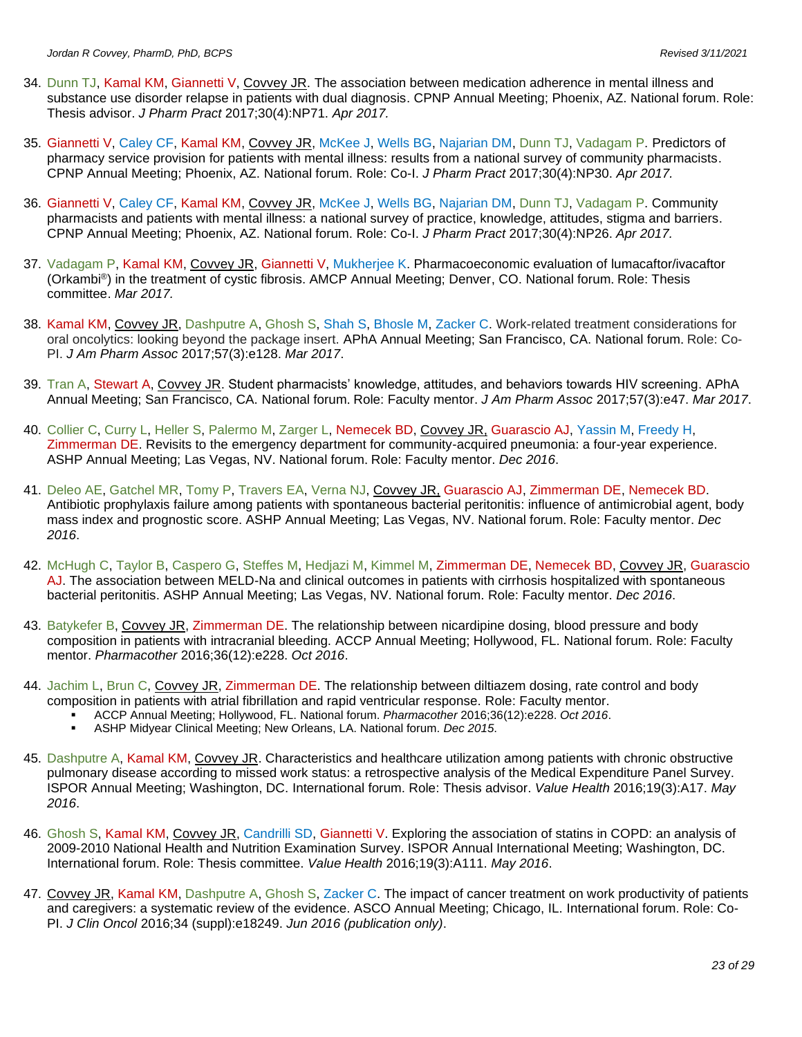34. Dunn TJ, Kamal KM, Giannetti V, Covvey JR. The association between medication adherence in mental illness and substance use disorder relapse in patients with dual diagnosis. CPNP Annual Meeting; Phoenix, AZ. National forum. Role: Thesis advisor. *J Pharm Pract* 2017;30(4):NP71. *Apr 2017.*

35. Giannetti V, Caley CF, Kamal KM, Covvey JR, McKee J, Wells BG, Najarian DM, Dunn TJ, Vadagam P. Predictors of pharmacy service provision for patients with mental illness: results from a national survey of community pharmacists. CPNP Annual Meeting; Phoenix, AZ. National forum. Role: Co-I. *J Pharm Pract* 2017;30(4):NP30. *Apr 2017.*

36. Giannetti V, Caley CF, Kamal KM, Covvey JR, McKee J, Wells BG, Najarian DM, Dunn TJ, Vadagam P. Community pharmacists and patients with mental illness: a national survey of practice, knowledge, attitudes, stigma and barriers. CPNP Annual Meeting; Phoenix, AZ. National forum. Role: Co-I. *J Pharm Pract* 2017;30(4):NP26. *Apr 2017.*

37. Vadagam P, Kamal KM, Covvey JR, Giannetti V, Mukherjee K. Pharmacoeconomic evaluation of lumacaftor/ivacaftor (Orkambi®) in the treatment of cystic fibrosis. AMCP Annual Meeting; Denver, CO. National forum. Role: Thesis committee. *Mar 2017.*

38. Kamal KM, Covvey JR, Dashputre A, Ghosh S, Shah S, Bhosle M, Zacker C. Work-related treatment considerations for oral oncolytics: looking beyond the package insert. APhA Annual Meeting; San Francisco, CA. National forum. Role: Co-PI. *J Am Pharm Assoc* 2017;57(3):e128. *Mar 2017*.

39. Tran A, Stewart A, Covvey JR. Student pharmacists' knowledge, attitudes, and behaviors towards HIV screening. APhA Annual Meeting; San Francisco, CA. National forum. Role: Faculty mentor. *J Am Pharm Assoc* 2017;57(3):e47. *Mar 2017*.

40. Collier C, Curry L, Heller S, Palermo M, Zarger L, Nemecek BD, Covvey JR, Guarascio AJ, Yassin M, Freedy H, Zimmerman DE. Revisits to the emergency department for community-acquired pneumonia: a four-year experience. ASHP Annual Meeting; Las Vegas, NV. National forum. Role: Faculty mentor. *Dec 2016*.

41. Deleo AE, Gatchel MR, Tomy P, Travers EA, Verna NJ, Covvey JR, Guarascio AJ, Zimmerman DE, Nemecek BD. Antibiotic prophylaxis failure among patients with spontaneous bacterial peritonitis: influence of antimicrobial agent, body mass index and prognostic score. ASHP Annual Meeting; Las Vegas, NV. National forum. Role: Faculty mentor. *Dec 2016*.

42. McHugh C, Taylor B, Caspero G, Steffes M, Hedjazi M, Kimmel M, Zimmerman DE, Nemecek BD, Covvey JR, Guarascio AJ. The association between MELD-Na and clinical outcomes in patients with cirrhosis hospitalized with spontaneous bacterial peritonitis. ASHP Annual Meeting; Las Vegas, NV. National forum. Role: Faculty mentor. *Dec 2016*.

43. Batykefer B, Covvey JR, Zimmerman DE. The relationship between nicardipine dosing, blood pressure and body composition in patients with intracranial bleeding. ACCP Annual Meeting; Hollywood, FL. National forum. Role: Faculty mentor. *Pharmacother* 2016;36(12):e228. *Oct 2016*.

44. Jachim L, Brun C, Covvey JR, Zimmerman DE. The relationship between diltiazem dosing, rate control and body composition in patients with atrial fibrillation and rapid ventricular response. Role: Faculty mentor.
    - ACCP Annual Meeting; Hollywood, FL. National forum. *Pharmacother* 2016;36(12):e228. *Oct 2016*.
    - ASHP Midyear Clinical Meeting; New Orleans, LA. National forum. *Dec 2015*.

45. Dashputre A, Kamal KM, Covvey JR. Characteristics and healthcare utilization among patients with chronic obstructive pulmonary disease according to missed work status: a retrospective analysis of the Medical Expenditure Panel Survey. ISPOR Annual Meeting; Washington, DC. International forum. Role: Thesis advisor. *Value Health* 2016;19(3):A17. *May 2016*.

46. Ghosh S, Kamal KM, Covvey JR, Candrilli SD, Giannetti V. Exploring the association of statins in COPD: an analysis of 2009-2010 National Health and Nutrition Examination Survey. ISPOR Annual International Meeting; Washington, DC. International forum. Role: Thesis committee. *Value Health* 2016;19(3):A111. *May 2016*.

47. Covvey JR, Kamal KM, Dashputre A, Ghosh S, Zacker C. The impact of cancer treatment on work productivity of patients and caregivers: a systematic review of the evidence. ASCO Annual Meeting; Chicago, IL. International forum. Role: Co-PI. *J Clin Oncol* 2016;34 (suppl):e18249. *Jun 2016 (publication only)*.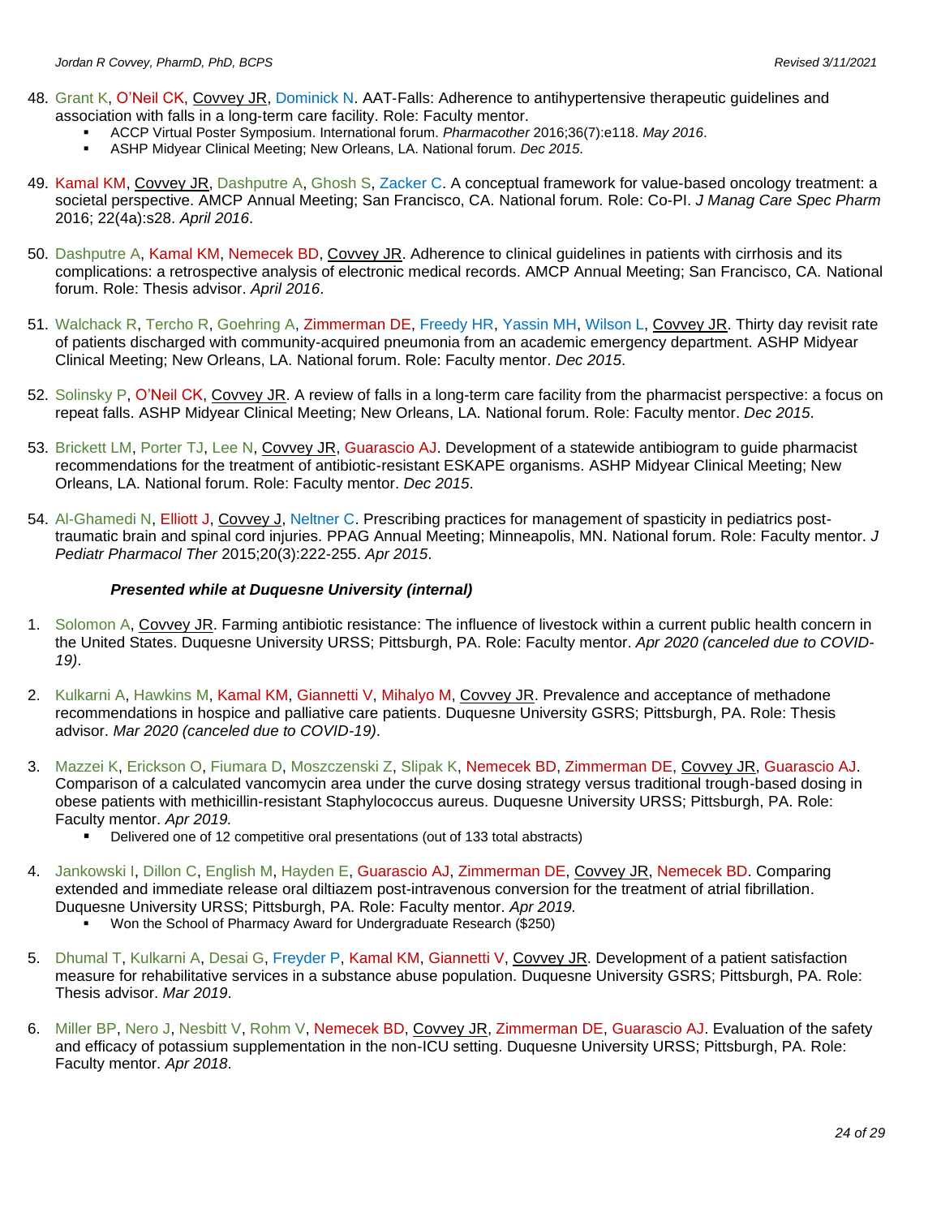48. Grant K, O'Neil CK, Covvey JR, Dominick N. AAT-Falls: Adherence to antihypertensive therapeutic guidelines and association with falls in a long-term care facility. Role: Faculty mentor.
    - ACCP Virtual Poster Symposium. International forum. *Pharmacother* 2016;36(7):e118. *May 2016*.
    - ASHP Midyear Clinical Meeting; New Orleans, LA. National forum. *Dec 2015*.

49. Kamal KM, Covvey JR, Dashputre A, Ghosh S, Zacker C. A conceptual framework for value-based oncology treatment: a societal perspective. AMCP Annual Meeting; San Francisco, CA. National forum. Role: Co-PI. *J Manag Care Spec Pharm* 2016; 22(4a):s28. *April 2016*.

50. Dashputre A, Kamal KM, Nemecek BD, Covvey JR. Adherence to clinical guidelines in patients with cirrhosis and its complications: a retrospective analysis of electronic medical records. AMCP Annual Meeting; San Francisco, CA. National forum. Role: Thesis advisor. *April 2016*.

51. Walchack R, Tercho R, Goehring A, Zimmerman DE, Freedy HR, Yassin MH, Wilson L, Covvey JR. Thirty day revisit rate of patients discharged with community-acquired pneumonia from an academic emergency department. ASHP Midyear Clinical Meeting; New Orleans, LA. National forum. Role: Faculty mentor. *Dec 2015*.

52. Solinsky P, O'Neil CK, Covvey JR. A review of falls in a long-term care facility from the pharmacist perspective: a focus on repeat falls. ASHP Midyear Clinical Meeting; New Orleans, LA. National forum. Role: Faculty mentor. *Dec 2015*.

53. Brickett LM, Porter TJ, Lee N, Covvey JR, Guarascio AJ. Development of a statewide antibiogram to guide pharmacist recommendations for the treatment of antibiotic-resistant ESKAPE organisms. ASHP Midyear Clinical Meeting; New Orleans, LA. National forum. Role: Faculty mentor. *Dec 2015*.

54. Al-Ghamedi N, Elliott J, Covvey J, Neltner C. Prescribing practices for management of spasticity in pediatrics post-traumatic brain and spinal cord injuries. PPAG Annual Meeting; Minneapolis, MN. National forum. Role: Faculty mentor. *J Pediatr Pharmacol Ther* 2015;20(3):222-255. *Apr 2015*.

***Presented while at Duquesne University (internal)***

1. Solomon A, Covvey JR. Farming antibiotic resistance: The influence of livestock within a current public health concern in the United States. Duquesne University URSS; Pittsburgh, PA. Role: Faculty mentor. *Apr 2020 (canceled due to COVID-19)*.

2. Kulkarni A, Hawkins M, Kamal KM, Giannetti V, Mihalyo M, Covvey JR. Prevalence and acceptance of methadone recommendations in hospice and palliative care patients. Duquesne University GSRS; Pittsburgh, PA. Role: Thesis advisor. *Mar 2020 (canceled due to COVID-19)*.

3. Mazzei K, Erickson O, Fiumara D, Moszczenski Z, Slipak K, Nemecek BD, Zimmerman DE, Covvey JR, Guarascio AJ. Comparison of a calculated vancomycin area under the curve dosing strategy versus traditional trough-based dosing in obese patients with methicillin-resistant Staphylococcus aureus. Duquesne University URSS; Pittsburgh, PA. Role: Faculty mentor. *Apr 2019.*
    - Delivered one of 12 competitive oral presentations (out of 133 total abstracts)

4. Jankowski I, Dillon C, English M, Hayden E, Guarascio AJ, Zimmerman DE, Covvey JR, Nemecek BD. Comparing extended and immediate release oral diltiazem post-intravenous conversion for the treatment of atrial fibrillation. Duquesne University URSS; Pittsburgh, PA. Role: Faculty mentor. *Apr 2019.*
    - Won the School of Pharmacy Award for Undergraduate Research ($250)

5. Dhumal T, Kulkarni A, Desai G, Freyder P, Kamal KM, Giannetti V, Covvey JR. Development of a patient satisfaction measure for rehabilitative services in a substance abuse population. Duquesne University GSRS; Pittsburgh, PA. Role: Thesis advisor. *Mar 2019*.

6. Miller BP, Nero J, Nesbitt V, Rohm V, Nemecek BD, Covvey JR, Zimmerman DE, Guarascio AJ. Evaluation of the safety and efficacy of potassium supplementation in the non-ICU setting. Duquesne University URSS; Pittsburgh, PA. Role: Faculty mentor. *Apr 2018*.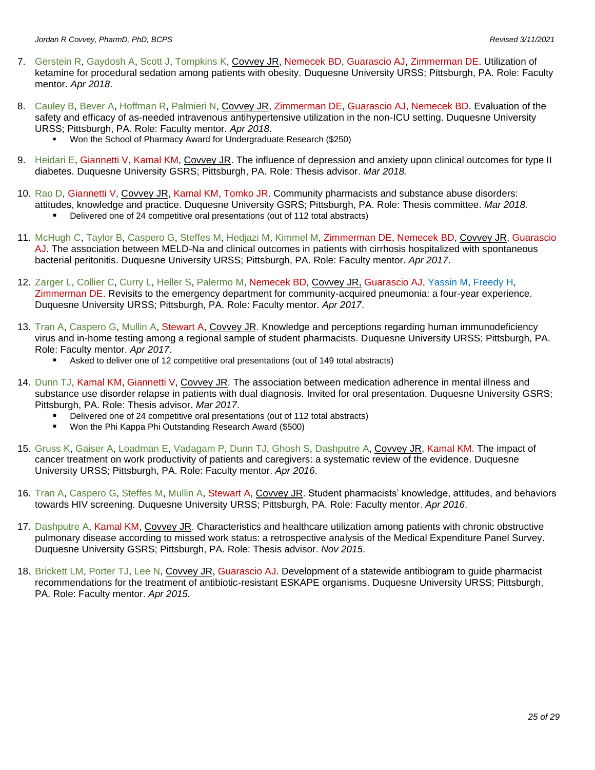7. Gerstein R, Gaydosh A, Scott J, Tompkins K, Covvey JR, Nemecek BD, Guarascio AJ, Zimmerman DE. Utilization of ketamine for procedural sedation among patients with obesity. Duquesne University URSS; Pittsburgh, PA. Role: Faculty mentor. *Apr 2018*.

8. Cauley B, Bever A, Hoffman R, Palmieri N, Covvey JR, Zimmerman DE, Guarascio AJ, Nemecek BD. Evaluation of the safety and efficacy of as-needed intravenous antihypertensive utilization in the non-ICU setting. Duquesne University URSS; Pittsburgh, PA. Role: Faculty mentor. *Apr 2018*.
   - Won the School of Pharmacy Award for Undergraduate Research ($250)

9. Heidari E, Giannetti V, Kamal KM, Covvey JR. The influence of depression and anxiety upon clinical outcomes for type II diabetes. Duquesne University GSRS; Pittsburgh, PA. Role: Thesis advisor. *Mar 2018.*

10. Rao D, Giannetti V, Covvey JR, Kamal KM, Tomko JR. Community pharmacists and substance abuse disorders: attitudes, knowledge and practice. Duquesne University GSRS; Pittsburgh, PA. Role: Thesis committee. *Mar 2018.*
    - Delivered one of 24 competitive oral presentations (out of 112 total abstracts)

11. McHugh C, Taylor B, Caspero G, Steffes M, Hedjazi M, Kimmel M, Zimmerman DE, Nemecek BD, Covvey JR, Guarascio AJ. The association between MELD-Na and clinical outcomes in patients with cirrhosis hospitalized with spontaneous bacterial peritonitis. Duquesne University URSS; Pittsburgh, PA. Role: Faculty mentor. *Apr 2017*.

12. Zarger L, Collier C, Curry L, Heller S, Palermo M, Nemecek BD, Covvey JR, Guarascio AJ, Yassin M, Freedy H, Zimmerman DE. Revisits to the emergency department for community-acquired pneumonia: a four-year experience. Duquesne University URSS; Pittsburgh, PA. Role: Faculty mentor. *Apr 2017*.

13. Tran A, Caspero G, Mullin A, Stewart A, Covvey JR. Knowledge and perceptions regarding human immunodeficiency virus and in-home testing among a regional sample of student pharmacists. Duquesne University URSS; Pittsburgh, PA. Role: Faculty mentor. *Apr 2017*.
    - Asked to deliver one of 12 competitive oral presentations (out of 149 total abstracts)

14. Dunn TJ, Kamal KM, Giannetti V, Covvey JR. The association between medication adherence in mental illness and substance use disorder relapse in patients with dual diagnosis. Invited for oral presentation. Duquesne University GSRS; Pittsburgh, PA. Role: Thesis advisor. *Mar 2017*.
    - Delivered one of 24 competitive oral presentations (out of 112 total abstracts)
    - Won the Phi Kappa Phi Outstanding Research Award ($500)

15. Gruss K, Gaiser A, Loadman E, Vadagam P, Dunn TJ, Ghosh S, Dashputre A, Covvey JR, Kamal KM. The impact of cancer treatment on work productivity of patients and caregivers: a systematic review of the evidence. Duquesne University URSS; Pittsburgh, PA. Role: Faculty mentor. *Apr 2016*.

16. Tran A, Caspero G, Steffes M, Mullin A, Stewart A, Covvey JR. Student pharmacists' knowledge, attitudes, and behaviors towards HIV screening. Duquesne University URSS; Pittsburgh, PA. Role: Faculty mentor. *Apr 2016*.

17. Dashputre A, Kamal KM, Covvey JR. Characteristics and healthcare utilization among patients with chronic obstructive pulmonary disease according to missed work status: a retrospective analysis of the Medical Expenditure Panel Survey. Duquesne University GSRS; Pittsburgh, PA. Role: Thesis advisor. *Nov 2015*.

18. Brickett LM, Porter TJ, Lee N, Covvey JR, Guarascio AJ. Development of a statewide antibiogram to guide pharmacist recommendations for the treatment of antibiotic-resistant ESKAPE organisms. Duquesne University URSS; Pittsburgh, PA. Role: Faculty mentor. *Apr 2015.*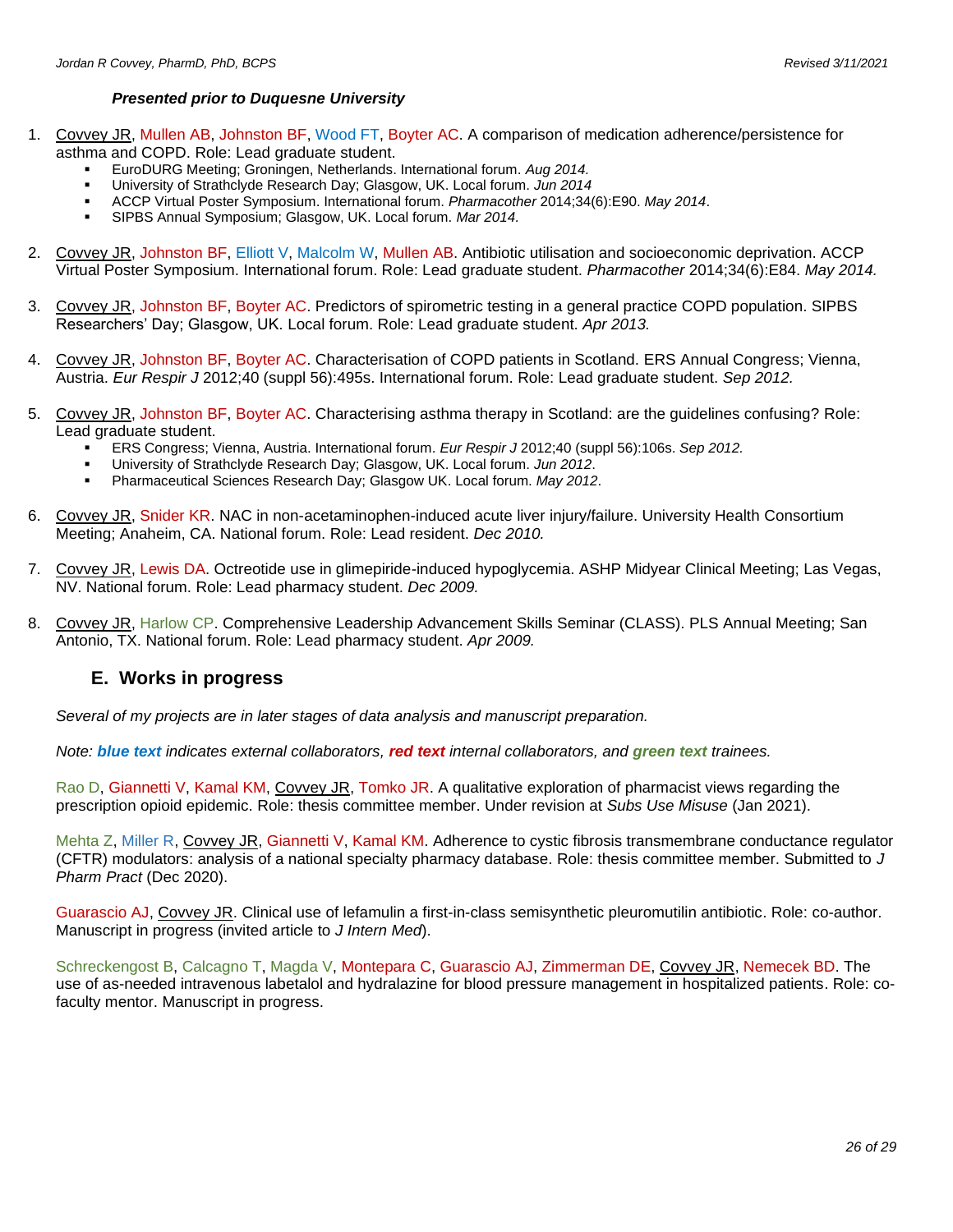***Presented prior to Duquesne University***

1. Covvey JR, Mullen AB, Johnston BF, Wood FT, Boyter AC. A comparison of medication adherence/persistence for asthma and COPD. Role: Lead graduate student.
   - EuroDURG Meeting; Groningen, Netherlands. International forum. *Aug 2014.*
   - University of Strathclyde Research Day; Glasgow, UK. Local forum. *Jun 2014*
   - ACCP Virtual Poster Symposium. International forum. *Pharmacother* 2014;34(6):E90. *May 2014*.
   - SIPBS Annual Symposium; Glasgow, UK. Local forum. *Mar 2014.*

2. Covvey JR, Johnston BF, Elliott V, Malcolm W, Mullen AB. Antibiotic utilisation and socioeconomic deprivation. ACCP Virtual Poster Symposium. International forum. Role: Lead graduate student. *Pharmacother* 2014;34(6):E84. *May 2014.*

3. Covvey JR, Johnston BF, Boyter AC. Predictors of spirometric testing in a general practice COPD population. SIPBS Researchers' Day; Glasgow, UK. Local forum. Role: Lead graduate student. *Apr 2013.*

4. Covvey JR, Johnston BF, Boyter AC. Characterisation of COPD patients in Scotland. ERS Annual Congress; Vienna, Austria. *Eur Respir J* 2012;40 (suppl 56):495s. International forum. Role: Lead graduate student. *Sep 2012.*

5. Covvey JR, Johnston BF, Boyter AC. Characterising asthma therapy in Scotland: are the guidelines confusing? Role: Lead graduate student.
   - ERS Congress; Vienna, Austria. International forum. *Eur Respir J* 2012;40 (suppl 56):106s. *Sep 2012.*
   - University of Strathclyde Research Day; Glasgow, UK. Local forum. *Jun 2012*.
   - Pharmaceutical Sciences Research Day; Glasgow UK. Local forum. *May 2012*.

6. Covvey JR, Snider KR. NAC in non-acetaminophen-induced acute liver injury/failure. University Health Consortium Meeting; Anaheim, CA. National forum. Role: Lead resident. *Dec 2010.*

7. Covvey JR, Lewis DA. Octreotide use in glimepiride-induced hypoglycemia. ASHP Midyear Clinical Meeting; Las Vegas, NV. National forum. Role: Lead pharmacy student. *Dec 2009.*

8. Covvey JR, Harlow CP. Comprehensive Leadership Advancement Skills Seminar (CLASS). PLS Annual Meeting; San Antonio, TX. National forum. Role: Lead pharmacy student. *Apr 2009.*

## E. Works in progress

*Several of my projects are in later stages of data analysis and manuscript preparation.*

*Note:* ***blue text*** *indicates external collaborators,* ***red text*** *internal collaborators, and* ***green text*** *trainees.*

Rao D, Giannetti V, Kamal KM, Covvey JR, Tomko JR. A qualitative exploration of pharmacist views regarding the prescription opioid epidemic. Role: thesis committee member. Under revision at *Subs Use Misuse* (Jan 2021).

Mehta Z, Miller R, Covvey JR, Giannetti V, Kamal KM. Adherence to cystic fibrosis transmembrane conductance regulator (CFTR) modulators: analysis of a national specialty pharmacy database. Role: thesis committee member. Submitted to *J Pharm Pract* (Dec 2020).

Guarascio AJ, Covvey JR. Clinical use of lefamulin a first-in-class semisynthetic pleuromutilin antibiotic. Role: co-author. Manuscript in progress (invited article to *J Intern Med*).

Schreckengost B, Calcagno T, Magda V, Montepara C, Guarascio AJ, Zimmerman DE, Covvey JR, Nemecek BD. The use of as-needed intravenous labetalol and hydralazine for blood pressure management in hospitalized patients. Role: co-faculty mentor. Manuscript in progress.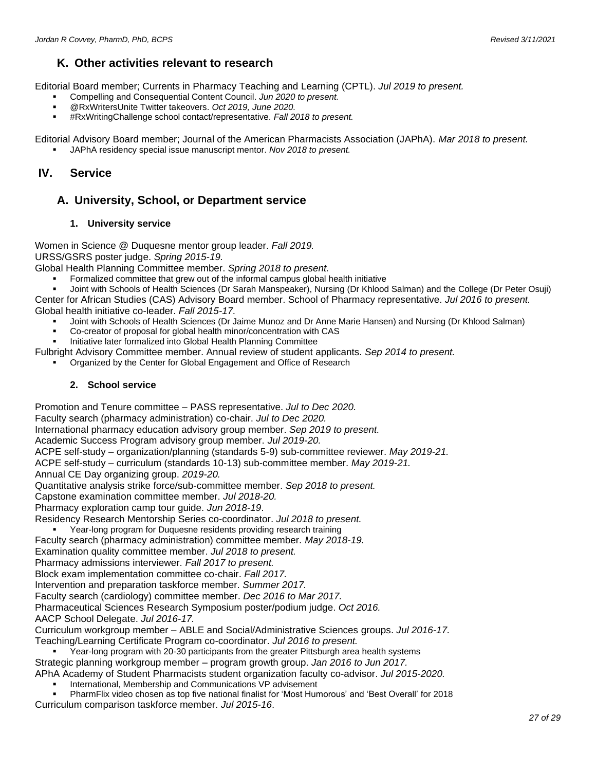## K. Other activities relevant to research

Editorial Board member; Currents in Pharmacy Teaching and Learning (CPTL). *Jul 2019 to present.*

- Compelling and Consequential Content Council. *Jun 2020 to present.*
- @RxWritersUnite Twitter takeovers. *Oct 2019, June 2020.*
- #RxWritingChallenge school contact/representative. *Fall 2018 to present.*

Editorial Advisory Board member; Journal of the American Pharmacists Association (JAPhA). *Mar 2018 to present.*

- JAPhA residency special issue manuscript mentor. *Nov 2018 to present.*

# IV. Service

## A. University, School, or Department service

### 1. University service

Women in Science @ Duquesne mentor group leader. *Fall 2019.*
URSS/GSRS poster judge. *Spring 2015-19.*
Global Health Planning Committee member. *Spring 2018 to present.*

- Formalized committee that grew out of the informal campus global health initiative
- Joint with Schools of Health Sciences (Dr Sarah Manspeaker), Nursing (Dr Khlood Salman) and the College (Dr Peter Osuji)

Center for African Studies (CAS) Advisory Board member. School of Pharmacy representative. *Jul 2016 to present.*
Global health initiative co-leader. *Fall 2015-17.*

- Joint with Schools of Health Sciences (Dr Jaime Munoz and Dr Anne Marie Hansen) and Nursing (Dr Khlood Salman)
- Co-creator of proposal for global health minor/concentration with CAS
- Initiative later formalized into Global Health Planning Committee

Fulbright Advisory Committee member. Annual review of student applicants. *Sep 2014 to present.*

- Organized by the Center for Global Engagement and Office of Research

### 2. School service

Promotion and Tenure committee – PASS representative. *Jul to Dec 2020.*
Faculty search (pharmacy administration) co-chair. *Jul to Dec 2020.*
International pharmacy education advisory group member. *Sep 2019 to present.*
Academic Success Program advisory group member. *Jul 2019-20.*
ACPE self-study – organization/planning (standards 5-9) sub-committee reviewer. *May 2019-21.*
ACPE self-study – curriculum (standards 10-13) sub-committee member. *May 2019-21.*
Annual CE Day organizing group. *2019-20.*
Quantitative analysis strike force/sub-committee member. *Sep 2018 to present.*
Capstone examination committee member. *Jul 2018-20.*
Pharmacy exploration camp tour guide. *Jun 2018-19*.
Residency Research Mentorship Series co-coordinator. *Jul 2018 to present.*

- Year-long program for Duquesne residents providing research training

Faculty search (pharmacy administration) committee member. *May 2018-19.*
Examination quality committee member. *Jul 2018 to present.*
Pharmacy admissions interviewer. *Fall 2017 to present.*
Block exam implementation committee co-chair. *Fall 2017.*
Intervention and preparation taskforce member. *Summer 2017.*
Faculty search (cardiology) committee member. *Dec 2016 to Mar 2017.*
Pharmaceutical Sciences Research Symposium poster/podium judge. *Oct 2016.*
AACP School Delegate. *Jul 2016-17.*
Curriculum workgroup member – ABLE and Social/Administrative Sciences groups. *Jul 2016-17.*
Teaching/Learning Certificate Program co-coordinator. *Jul 2016 to present.*

- Year-long program with 20-30 participants from the greater Pittsburgh area health systems

Strategic planning workgroup member – program growth group. *Jan 2016 to Jun 2017.*
APhA Academy of Student Pharmacists student organization faculty co-advisor. *Jul 2015-2020.*

- International, Membership and Communications VP advisement
- PharmFlix video chosen as top five national finalist for 'Most Humorous' and 'Best Overall' for 2018

Curriculum comparison taskforce member. *Jul 2015-16*.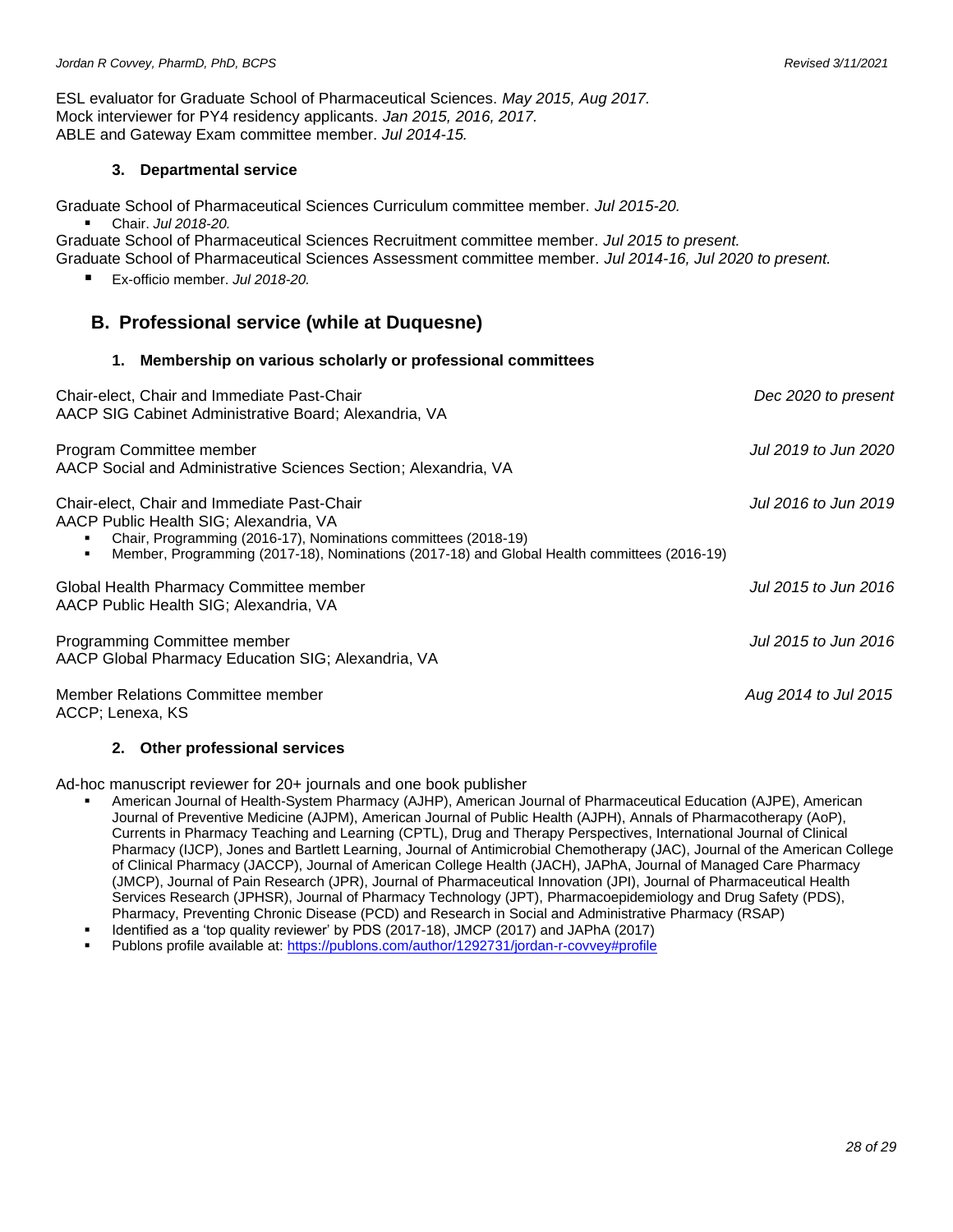ESL evaluator for Graduate School of Pharmaceutical Sciences. *May 2015, Aug 2017.*
Mock interviewer for PY4 residency applicants. *Jan 2015, 2016, 2017.*
ABLE and Gateway Exam committee member. *Jul 2014-15.*

#### 3. Departmental service

Graduate School of Pharmaceutical Sciences Curriculum committee member. *Jul 2015-20.*

- Chair. *Jul 2018-20.*

Graduate School of Pharmaceutical Sciences Recruitment committee member. *Jul 2015 to present.*
Graduate School of Pharmaceutical Sciences Assessment committee member. *Jul 2014-16, Jul 2020 to present.*

- Ex-officio member. *Jul 2018-20.*

## B. Professional service (while at Duquesne)

#### 1. Membership on various scholarly or professional committees

Chair-elect, Chair and Immediate Past-Chair — *Dec 2020 to present*
AACP SIG Cabinet Administrative Board; Alexandria, VA

Program Committee member — *Jul 2019 to Jun 2020*
AACP Social and Administrative Sciences Section; Alexandria, VA

Chair-elect, Chair and Immediate Past-Chair — *Jul 2016 to Jun 2019*
AACP Public Health SIG; Alexandria, VA

- Chair, Programming (2016-17), Nominations committees (2018-19)
- Member, Programming (2017-18), Nominations (2017-18) and Global Health committees (2016-19)

Global Health Pharmacy Committee member — *Jul 2015 to Jun 2016*
AACP Public Health SIG; Alexandria, VA

Programming Committee member — *Jul 2015 to Jun 2016*
AACP Global Pharmacy Education SIG; Alexandria, VA

Member Relations Committee member — *Aug 2014 to Jul 2015*
ACCP; Lenexa, KS

#### 2. Other professional services

Ad-hoc manuscript reviewer for 20+ journals and one book publisher

- American Journal of Health-System Pharmacy (AJHP), American Journal of Pharmaceutical Education (AJPE), American Journal of Preventive Medicine (AJPM), American Journal of Public Health (AJPH), Annals of Pharmacotherapy (AoP), Currents in Pharmacy Teaching and Learning (CPTL), Drug and Therapy Perspectives, International Journal of Clinical Pharmacy (IJCP), Jones and Bartlett Learning, Journal of Antimicrobial Chemotherapy (JAC), Journal of the American College of Clinical Pharmacy (JACCP), Journal of American College Health (JACH), JAPhA, Journal of Managed Care Pharmacy (JMCP), Journal of Pain Research (JPR), Journal of Pharmaceutical Innovation (JPI), Journal of Pharmaceutical Health Services Research (JPHSR), Journal of Pharmacy Technology (JPT), Pharmacoepidemiology and Drug Safety (PDS), Pharmacy, Preventing Chronic Disease (PCD) and Research in Social and Administrative Pharmacy (RSAP)
- Identified as a 'top quality reviewer' by PDS (2017-18), JMCP (2017) and JAPhA (2017)
- Publons profile available at: https://publons.com/author/1292731/jordan-r-covvey#profile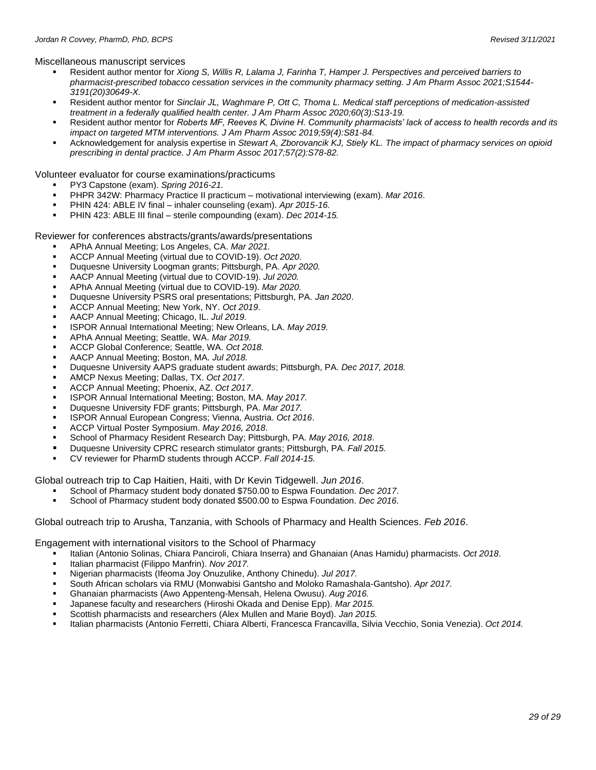Miscellaneous manuscript services

- Resident author mentor for *Xiong S, Willis R, Lalama J, Farinha T, Hamper J. Perspectives and perceived barriers to pharmacist-prescribed tobacco cessation services in the community pharmacy setting. J Am Pharm Assoc 2021;S1544-3191(20)30649-X.*
- Resident author mentor for *Sinclair JL, Waghmare P, Ott C, Thoma L. Medical staff perceptions of medication-assisted treatment in a federally qualified health center. J Am Pharm Assoc 2020;60(3):S13-19.*
- Resident author mentor for *Roberts MF, Reeves K, Divine H. Community pharmacists' lack of access to health records and its impact on targeted MTM interventions. J Am Pharm Assoc 2019;59(4):S81-84.*
- Acknowledgement for analysis expertise in *Stewart A, Zborovancik KJ, Stiely KL. The impact of pharmacy services on opioid prescribing in dental practice. J Am Pharm Assoc 2017;57(2):S78-82.*

Volunteer evaluator for course examinations/practicums

- PY3 Capstone (exam). *Spring 2016-21.*
- PHPR 342W: Pharmacy Practice II practicum – motivational interviewing (exam). *Mar 2016*.
- PHIN 424: ABLE IV final – inhaler counseling (exam). *Apr 2015-16.*
- PHIN 423: ABLE III final – sterile compounding (exam). *Dec 2014-15.*

Reviewer for conferences abstracts/grants/awards/presentations

- APhA Annual Meeting; Los Angeles, CA. *Mar 2021.*
- ACCP Annual Meeting (virtual due to COVID-19). *Oct 2020.*
- Duquesne University Loogman grants; Pittsburgh, PA. *Apr 2020.*
- AACP Annual Meeting (virtual due to COVID-19). *Jul 2020.*
- APhA Annual Meeting (virtual due to COVID-19). *Mar 2020.*
- Duquesne University PSRS oral presentations; Pittsburgh, PA. *Jan 2020*.
- ACCP Annual Meeting; New York, NY. *Oct 2019*.
- AACP Annual Meeting; Chicago, IL. *Jul 2019.*
- ISPOR Annual International Meeting; New Orleans, LA. *May 2019.*
- APhA Annual Meeting; Seattle, WA. *Mar 2019.*
- ACCP Global Conference; Seattle, WA. *Oct 2018.*
- AACP Annual Meeting; Boston, MA. *Jul 2018.*
- Duquesne University AAPS graduate student awards; Pittsburgh, PA. *Dec 2017, 2018.*
- AMCP Nexus Meeting; Dallas, TX. *Oct 2017*.
- ACCP Annual Meeting; Phoenix, AZ. *Oct 2017*.
- ISPOR Annual International Meeting; Boston, MA. *May 2017.*
- Duquesne University FDF grants; Pittsburgh, PA. *Mar 2017.*
- ISPOR Annual European Congress; Vienna, Austria. *Oct 2016*.
- ACCP Virtual Poster Symposium. *May 2016, 2018*.
- School of Pharmacy Resident Research Day; Pittsburgh, PA. *May 2016, 2018*.
- Duquesne University CPRC research stimulator grants; Pittsburgh, PA. *Fall 2015.*
- CV reviewer for PharmD students through ACCP. *Fall 2014-15.*

Global outreach trip to Cap Haitien, Haiti, with Dr Kevin Tidgewell. *Jun 2016*.

- School of Pharmacy student body donated $750.00 to Espwa Foundation. *Dec 2017*.
- School of Pharmacy student body donated $500.00 to Espwa Foundation. *Dec 2016*.

Global outreach trip to Arusha, Tanzania, with Schools of Pharmacy and Health Sciences. *Feb 2016*.

Engagement with international visitors to the School of Pharmacy

- Italian (Antonio Solinas, Chiara Panciroli, Chiara Inserra) and Ghanaian (Anas Hamidu) pharmacists. *Oct 2018*.
- Italian pharmacist (Filippo Manfrin). *Nov 2017.*
- Nigerian pharmacists (Ifeoma Joy Onuzulike, Anthony Chinedu). *Jul 2017.*
- South African scholars via RMU (Monwabisi Gantsho and Moloko Ramashala-Gantsho). *Apr 2017.*
- Ghanaian pharmacists (Awo Appenteng-Mensah, Helena Owusu). *Aug 2016.*
- Japanese faculty and researchers (Hiroshi Okada and Denise Epp). *Mar 2015.*
- Scottish pharmacists and researchers (Alex Mullen and Marie Boyd). *Jan 2015.*
- Italian pharmacists (Antonio Ferretti, Chiara Alberti, Francesca Francavilla, Silvia Vecchio, Sonia Venezia). *Oct 2014.*